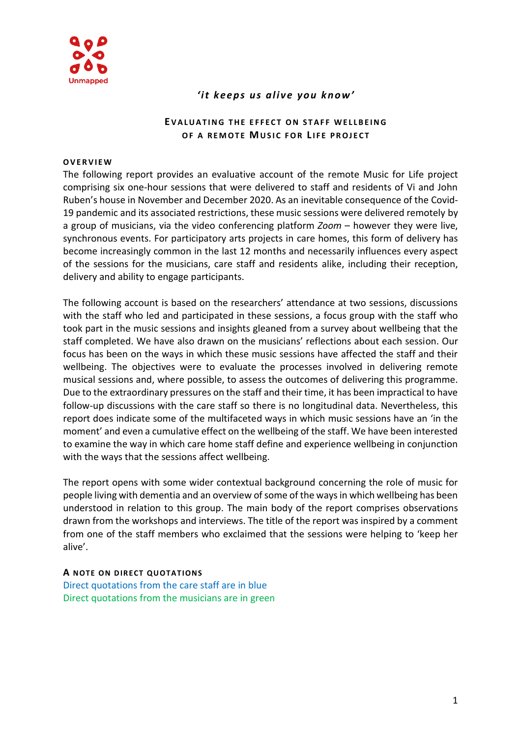Unmapped

*'it keeps us alive you know'*

# Evaluating the effect on staff wellbeing of a remote Music for Life project

## Overview

The following report provides an evaluative account of the remote Music for Life project comprising six one-hour sessions that were delivered to staff and residents of Vi and John Ruben's house in November and December 2020. As an inevitable consequence of the Covid-19 pandemic and its associated restrictions, these music sessions were delivered remotely by a group of musicians, via the video conferencing platform *Zoom* – however they were live, synchronous events. For participatory arts projects in care homes, this form of delivery has become increasingly common in the last 12 months and necessarily influences every aspect of the sessions for the musicians, care staff and residents alike, including their reception, delivery and ability to engage participants.

The following account is based on the researchers' attendance at two sessions, discussions with the staff who led and participated in these sessions, a focus group with the staff who took part in the music sessions and insights gleaned from a survey about wellbeing that the staff completed. We have also drawn on the musicians' reflections about each session. Our focus has been on the ways in which these music sessions have affected the staff and their wellbeing. The objectives were to evaluate the processes involved in delivering remote musical sessions and, where possible, to assess the outcomes of delivering this programme. Due to the extraordinary pressures on the staff and their time, it has been impractical to have follow-up discussions with the care staff so there is no longitudinal data. Nevertheless, this report does indicate some of the multifaceted ways in which music sessions have an 'in the moment' and even a cumulative effect on the wellbeing of the staff. We have been interested to examine the way in which care home staff define and experience wellbeing in conjunction with the ways that the sessions affect wellbeing.

The report opens with some wider contextual background concerning the role of music for people living with dementia and an overview of some of the ways in which wellbeing has been understood in relation to this group. The main body of the report comprises observations drawn from the workshops and interviews. The title of the report was inspired by a comment from one of the staff members who exclaimed that the sessions were helping to 'keep her alive'.

### A note on direct quotations

Direct quotations from the care staff are in blue

Direct quotations from the musicians are in green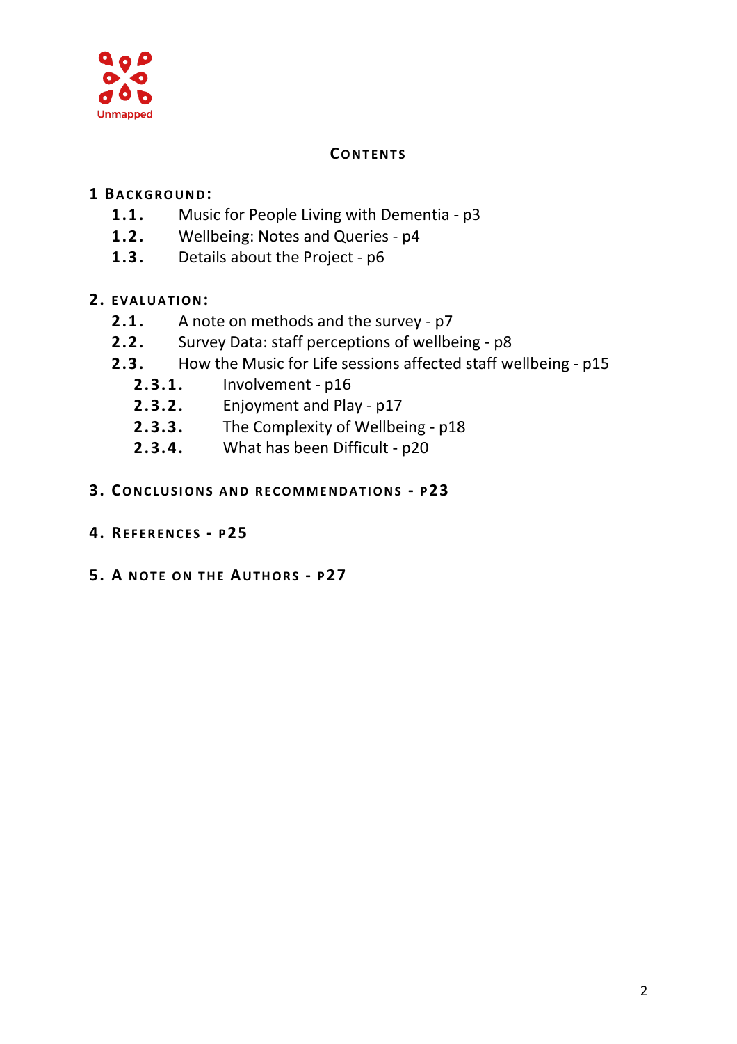Unmapped

## CONTENTS

**1 BACKGROUND:**

- **1.1.** Music for People Living with Dementia - p3
- **1.2.** Wellbeing: Notes and Queries - p4
- **1.3.** Details about the Project - p6

**2. EVALUATION:**

- **2.1.** A note on methods and the survey - p7
- **2.2.** Survey Data: staff perceptions of wellbeing - p8
- **2.3.** How the Music for Life sessions affected staff wellbeing - p15
  - **2.3.1.** Involvement - p16
  - **2.3.2.** Enjoyment and Play - p17
  - **2.3.3.** The Complexity of Wellbeing - p18
  - **2.3.4.** What has been Difficult - p20

**3. CONCLUSIONS AND RECOMMENDATIONS - P23**

**4. REFERENCES - P25**

**5. A NOTE ON THE AUTHORS - P27**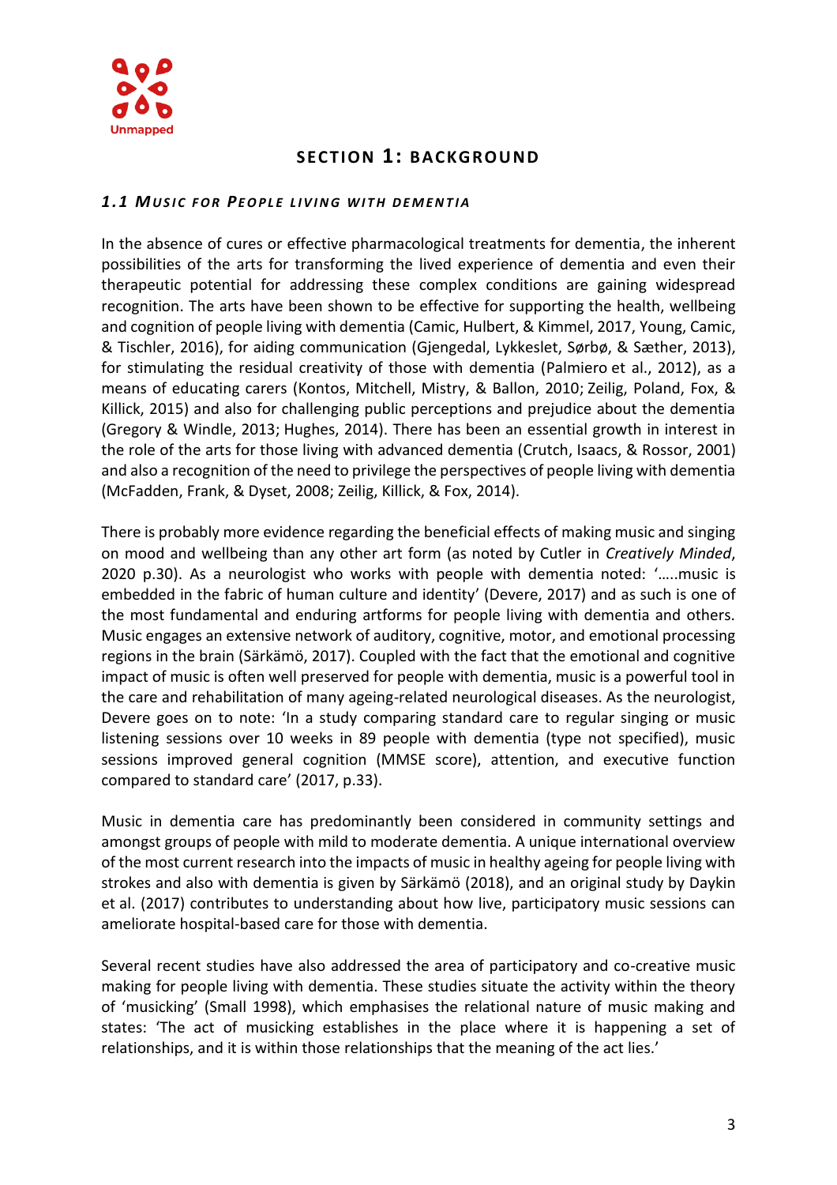# SECTION 1: BACKGROUND

## *1.1 MUSIC FOR PEOPLE LIVING WITH DEMENTIA*

In the absence of cures or effective pharmacological treatments for dementia, the inherent possibilities of the arts for transforming the lived experience of dementia and even their therapeutic potential for addressing these complex conditions are gaining widespread recognition. The arts have been shown to be effective for supporting the health, wellbeing and cognition of people living with dementia (Camic, Hulbert, & Kimmel, 2017, Young, Camic, & Tischler, 2016), for aiding communication (Gjengedal, Lykkeslet, Sørbø, & Sæther, 2013), for stimulating the residual creativity of those with dementia (Palmiero et al., 2012), as a means of educating carers (Kontos, Mitchell, Mistry, & Ballon, 2010; Zeilig, Poland, Fox, & Killick, 2015) and also for challenging public perceptions and prejudice about the dementia (Gregory & Windle, 2013; Hughes, 2014). There has been an essential growth in interest in the role of the arts for those living with advanced dementia (Crutch, Isaacs, & Rossor, 2001) and also a recognition of the need to privilege the perspectives of people living with dementia (McFadden, Frank, & Dyset, 2008; Zeilig, Killick, & Fox, 2014).

There is probably more evidence regarding the beneficial effects of making music and singing on mood and wellbeing than any other art form (as noted by Cutler in *Creatively Minded*, 2020 p.30). As a neurologist who works with people with dementia noted: '…..music is embedded in the fabric of human culture and identity' (Devere, 2017) and as such is one of the most fundamental and enduring artforms for people living with dementia and others. Music engages an extensive network of auditory, cognitive, motor, and emotional processing regions in the brain (Särkämö, 2017). Coupled with the fact that the emotional and cognitive impact of music is often well preserved for people with dementia, music is a powerful tool in the care and rehabilitation of many ageing-related neurological diseases. As the neurologist, Devere goes on to note: 'In a study comparing standard care to regular singing or music listening sessions over 10 weeks in 89 people with dementia (type not specified), music sessions improved general cognition (MMSE score), attention, and executive function compared to standard care' (2017, p.33).

Music in dementia care has predominantly been considered in community settings and amongst groups of people with mild to moderate dementia. A unique international overview of the most current research into the impacts of music in healthy ageing for people living with strokes and also with dementia is given by Särkämö (2018), and an original study by Daykin et al. (2017) contributes to understanding about how live, participatory music sessions can ameliorate hospital-based care for those with dementia.

Several recent studies have also addressed the area of participatory and co-creative music making for people living with dementia. These studies situate the activity within the theory of 'musicking' (Small 1998), which emphasises the relational nature of music making and states: 'The act of musicking establishes in the place where it is happening a set of relationships, and it is within those relationships that the meaning of the act lies.'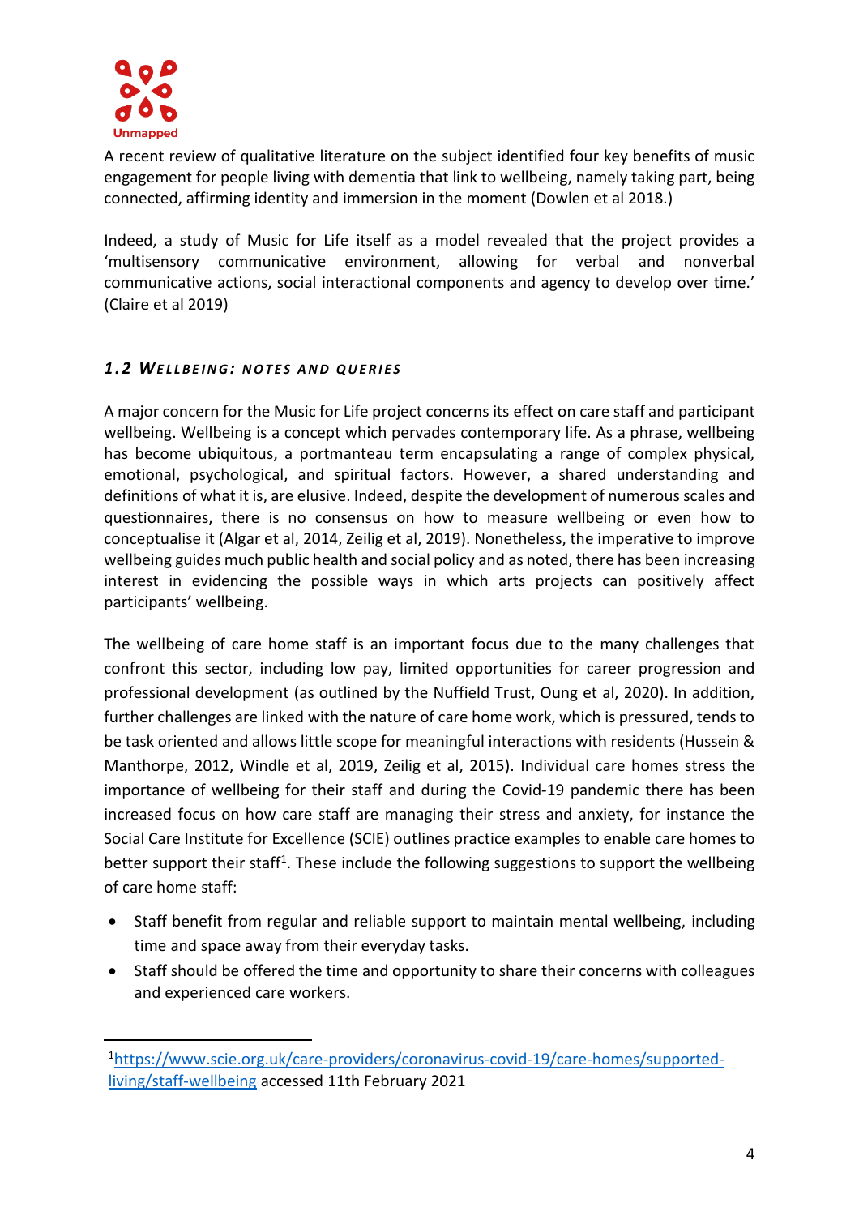A recent review of qualitative literature on the subject identified four key benefits of music engagement for people living with dementia that link to wellbeing, namely taking part, being connected, affirming identity and immersion in the moment (Dowlen et al 2018.)

Indeed, a study of Music for Life itself as a model revealed that the project provides a 'multisensory communicative environment, allowing for verbal and nonverbal communicative actions, social interactional components and agency to develop over time.' (Claire et al 2019)

### *1.2 WELLBEING: NOTES AND QUERIES*

A major concern for the Music for Life project concerns its effect on care staff and participant wellbeing. Wellbeing is a concept which pervades contemporary life. As a phrase, wellbeing has become ubiquitous, a portmanteau term encapsulating a range of complex physical, emotional, psychological, and spiritual factors. However, a shared understanding and definitions of what it is, are elusive. Indeed, despite the development of numerous scales and questionnaires, there is no consensus on how to measure wellbeing or even how to conceptualise it (Algar et al, 2014, Zeilig et al, 2019). Nonetheless, the imperative to improve wellbeing guides much public health and social policy and as noted, there has been increasing interest in evidencing the possible ways in which arts projects can positively affect participants' wellbeing.

The wellbeing of care home staff is an important focus due to the many challenges that confront this sector, including low pay, limited opportunities for career progression and professional development (as outlined by the Nuffield Trust, Oung et al, 2020). In addition, further challenges are linked with the nature of care home work, which is pressured, tends to be task oriented and allows little scope for meaningful interactions with residents (Hussein & Manthorpe, 2012, Windle et al, 2019, Zeilig et al, 2015). Individual care homes stress the importance of wellbeing for their staff and during the Covid-19 pandemic there has been increased focus on how care staff are managing their stress and anxiety, for instance the Social Care Institute for Excellence (SCIE) outlines practice examples to enable care homes to better support their staff[1]. These include the following suggestions to support the wellbeing of care home staff:

- Staff benefit from regular and reliable support to maintain mental wellbeing, including time and space away from their everyday tasks.
- Staff should be offered the time and opportunity to share their concerns with colleagues and experienced care workers.

---

[1] https://www.scie.org.uk/care-providers/coronavirus-covid-19/care-homes/supported-living/staff-wellbeing accessed 11th February 2021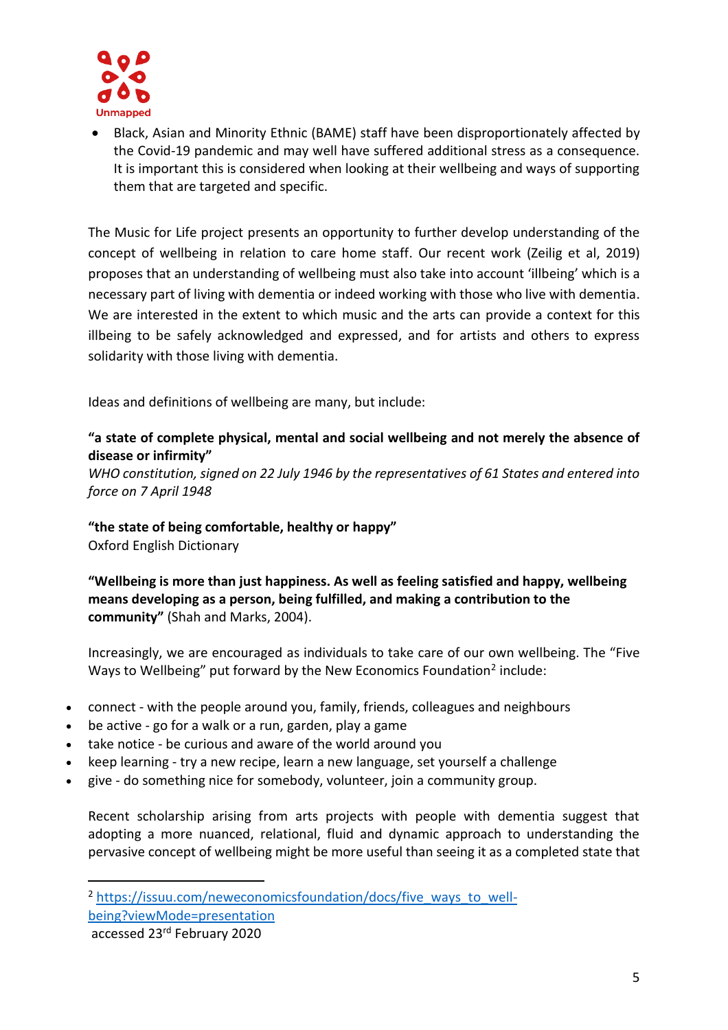- Black, Asian and Minority Ethnic (BAME) staff have been disproportionately affected by the Covid-19 pandemic and may well have suffered additional stress as a consequence. It is important this is considered when looking at their wellbeing and ways of supporting them that are targeted and specific.

The Music for Life project presents an opportunity to further develop understanding of the concept of wellbeing in relation to care home staff. Our recent work (Zeilig et al, 2019) proposes that an understanding of wellbeing must also take into account 'illbeing' which is a necessary part of living with dementia or indeed working with those who live with dementia. We are interested in the extent to which music and the arts can provide a context for this illbeing to be safely acknowledged and expressed, and for artists and others to express solidarity with those living with dementia.

Ideas and definitions of wellbeing are many, but include:

**"a state of complete physical, mental and social wellbeing and not merely the absence of disease or infirmity"**
*WHO constitution, signed on 22 July 1946 by the representatives of 61 States and entered into force on 7 April 1948*

**"the state of being comfortable, healthy or happy"**
Oxford English Dictionary

**"Wellbeing is more than just happiness. As well as feeling satisfied and happy, wellbeing means developing as a person, being fulfilled, and making a contribution to the community"** (Shah and Marks, 2004).

Increasingly, we are encouraged as individuals to take care of our own wellbeing. The "Five Ways to Wellbeing" put forward by the New Economics Foundation[2] include:

- connect - with the people around you, family, friends, colleagues and neighbours
- be active - go for a walk or a run, garden, play a game
- take notice - be curious and aware of the world around you
- keep learning - try a new recipe, learn a new language, set yourself a challenge
- give - do something nice for somebody, volunteer, join a community group.

Recent scholarship arising from arts projects with people with dementia suggest that adopting a more nuanced, relational, fluid and dynamic approach to understanding the pervasive concept of wellbeing might be more useful than seeing it as a completed state that

---

[2] https://issuu.com/neweconomicsfoundation/docs/five_ways_to_well-being?viewMode=presentation
accessed 23rd February 2020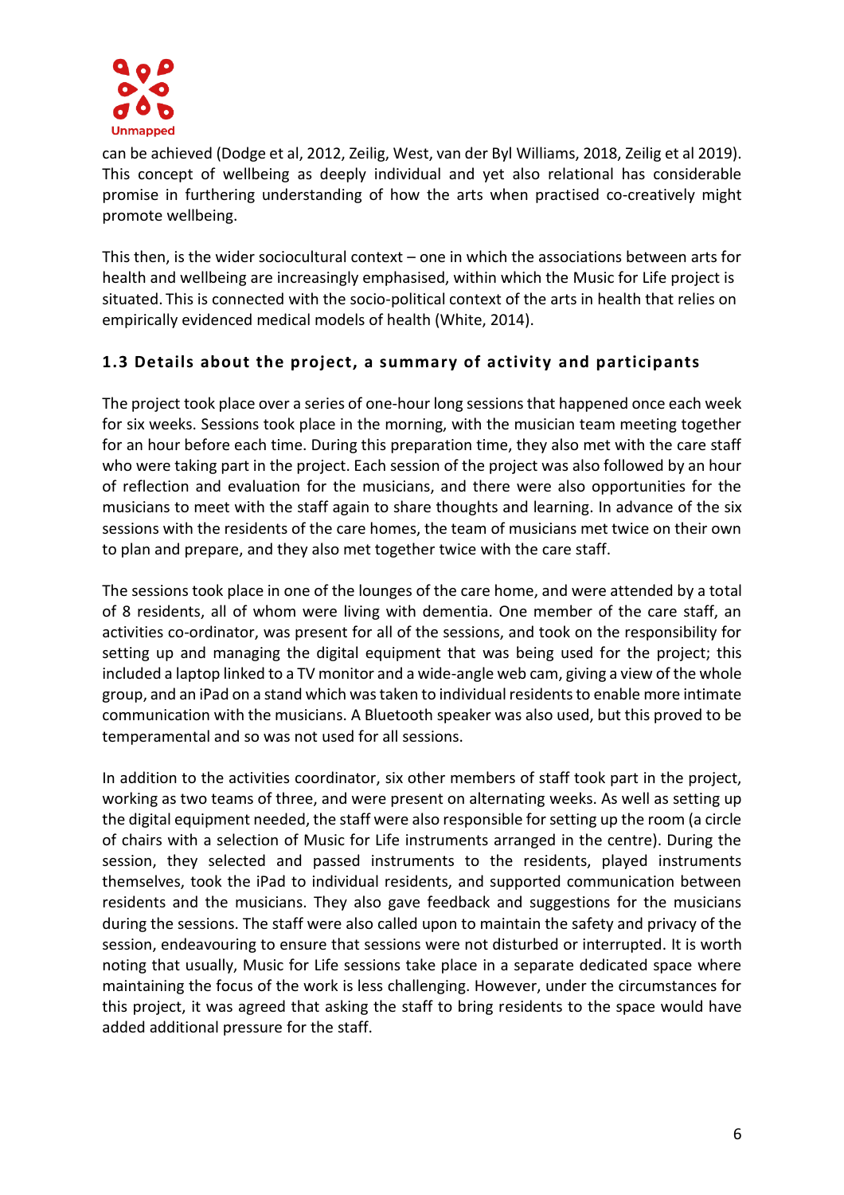can be achieved (Dodge et al, 2012, Zeilig, West, van der Byl Williams, 2018, Zeilig et al 2019). This concept of wellbeing as deeply individual and yet also relational has considerable promise in furthering understanding of how the arts when practised co-creatively might promote wellbeing.

This then, is the wider sociocultural context – one in which the associations between arts for health and wellbeing are increasingly emphasised, within which the Music for Life project is situated. This is connected with the socio-political context of the arts in health that relies on empirically evidenced medical models of health (White, 2014).

### 1.3 Details about the project, a summary of activity and participants

The project took place over a series of one-hour long sessions that happened once each week for six weeks. Sessions took place in the morning, with the musician team meeting together for an hour before each time. During this preparation time, they also met with the care staff who were taking part in the project. Each session of the project was also followed by an hour of reflection and evaluation for the musicians, and there were also opportunities for the musicians to meet with the staff again to share thoughts and learning. In advance of the six sessions with the residents of the care homes, the team of musicians met twice on their own to plan and prepare, and they also met together twice with the care staff.

The sessions took place in one of the lounges of the care home, and were attended by a total of 8 residents, all of whom were living with dementia. One member of the care staff, an activities co-ordinator, was present for all of the sessions, and took on the responsibility for setting up and managing the digital equipment that was being used for the project; this included a laptop linked to a TV monitor and a wide-angle web cam, giving a view of the whole group, and an iPad on a stand which was taken to individual residents to enable more intimate communication with the musicians. A Bluetooth speaker was also used, but this proved to be temperamental and so was not used for all sessions.

In addition to the activities coordinator, six other members of staff took part in the project, working as two teams of three, and were present on alternating weeks. As well as setting up the digital equipment needed, the staff were also responsible for setting up the room (a circle of chairs with a selection of Music for Life instruments arranged in the centre). During the session, they selected and passed instruments to the residents, played instruments themselves, took the iPad to individual residents, and supported communication between residents and the musicians. They also gave feedback and suggestions for the musicians during the sessions. The staff were also called upon to maintain the safety and privacy of the session, endeavouring to ensure that sessions were not disturbed or interrupted. It is worth noting that usually, Music for Life sessions take place in a separate dedicated space where maintaining the focus of the work is less challenging. However, under the circumstances for this project, it was agreed that asking the staff to bring residents to the space would have added additional pressure for the staff.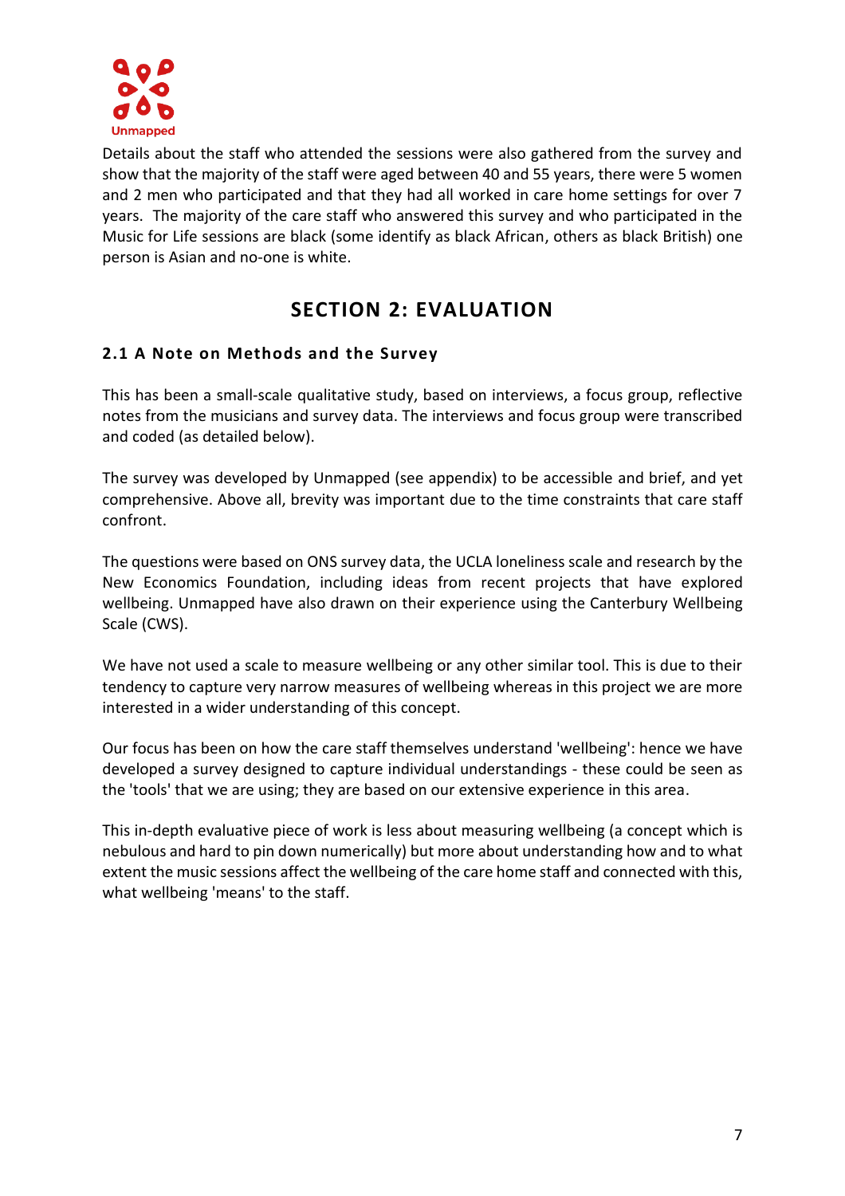Details about the staff who attended the sessions were also gathered from the survey and show that the majority of the staff were aged between 40 and 55 years, there were 5 women and 2 men who participated and that they had all worked in care home settings for over 7 years. The majority of the care staff who answered this survey and who participated in the Music for Life sessions are black (some identify as black African, others as black British) one person is Asian and no-one is white.

# SECTION 2: EVALUATION

## 2.1 A Note on Methods and the Survey

This has been a small-scale qualitative study, based on interviews, a focus group, reflective notes from the musicians and survey data. The interviews and focus group were transcribed and coded (as detailed below).

The survey was developed by Unmapped (see appendix) to be accessible and brief, and yet comprehensive. Above all, brevity was important due to the time constraints that care staff confront.

The questions were based on ONS survey data, the UCLA loneliness scale and research by the New Economics Foundation, including ideas from recent projects that have explored wellbeing. Unmapped have also drawn on their experience using the Canterbury Wellbeing Scale (CWS).

We have not used a scale to measure wellbeing or any other similar tool. This is due to their tendency to capture very narrow measures of wellbeing whereas in this project we are more interested in a wider understanding of this concept.

Our focus has been on how the care staff themselves understand 'wellbeing': hence we have developed a survey designed to capture individual understandings - these could be seen as the 'tools' that we are using; they are based on our extensive experience in this area.

This in-depth evaluative piece of work is less about measuring wellbeing (a concept which is nebulous and hard to pin down numerically) but more about understanding how and to what extent the music sessions affect the wellbeing of the care home staff and connected with this, what wellbeing 'means' to the staff.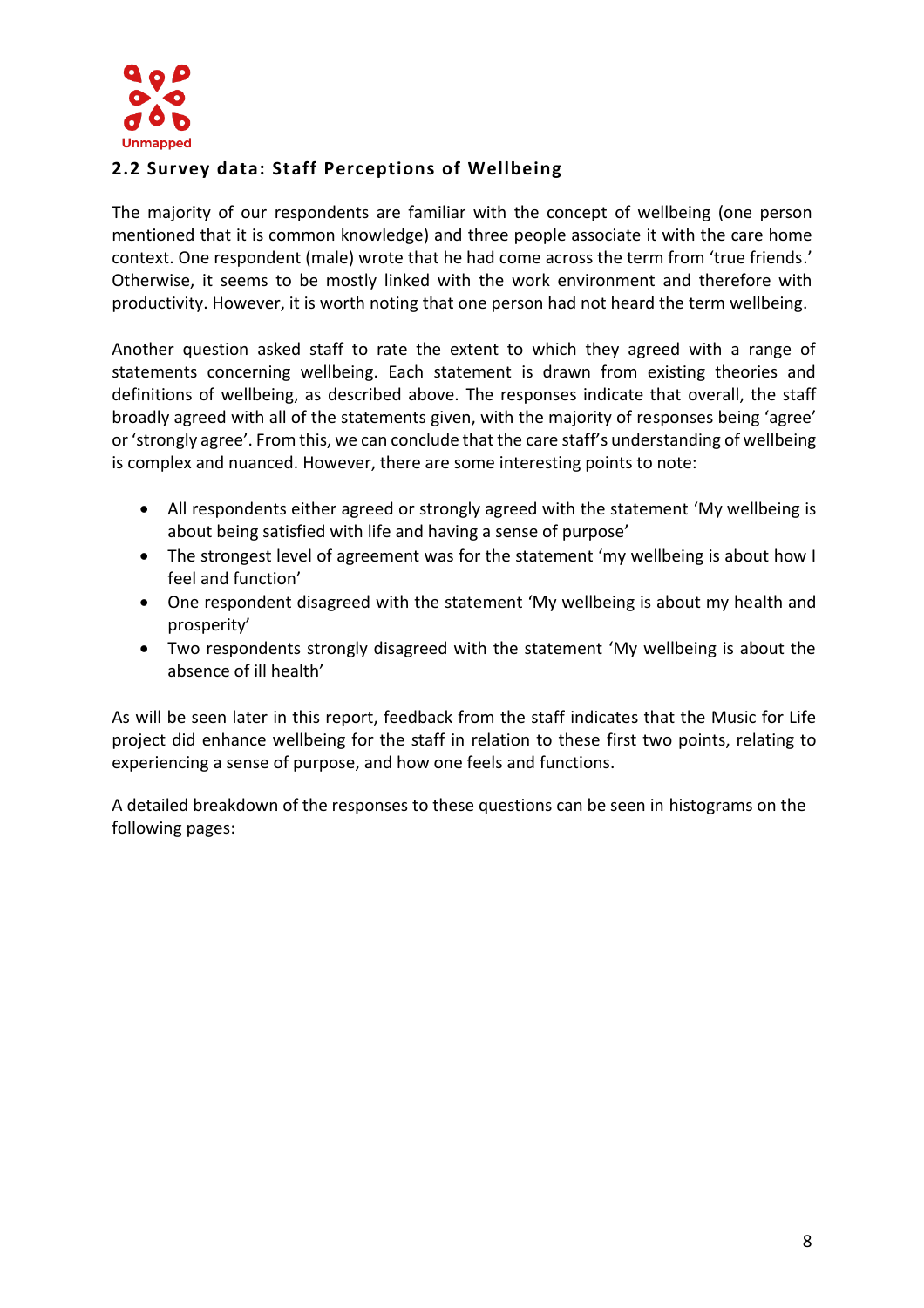### 2.2 Survey data: Staff Perceptions of Wellbeing

The majority of our respondents are familiar with the concept of wellbeing (one person mentioned that it is common knowledge) and three people associate it with the care home context. One respondent (male) wrote that he had come across the term from 'true friends.' Otherwise, it seems to be mostly linked with the work environment and therefore with productivity. However, it is worth noting that one person had not heard the term wellbeing.

Another question asked staff to rate the extent to which they agreed with a range of statements concerning wellbeing. Each statement is drawn from existing theories and definitions of wellbeing, as described above. The responses indicate that overall, the staff broadly agreed with all of the statements given, with the majority of responses being 'agree' or 'strongly agree'. From this, we can conclude that the care staff's understanding of wellbeing is complex and nuanced. However, there are some interesting points to note:

- All respondents either agreed or strongly agreed with the statement 'My wellbeing is about being satisfied with life and having a sense of purpose'
- The strongest level of agreement was for the statement 'my wellbeing is about how I feel and function'
- One respondent disagreed with the statement 'My wellbeing is about my health and prosperity'
- Two respondents strongly disagreed with the statement 'My wellbeing is about the absence of ill health'

As will be seen later in this report, feedback from the staff indicates that the Music for Life project did enhance wellbeing for the staff in relation to these first two points, relating to experiencing a sense of purpose, and how one feels and functions.

A detailed breakdown of the responses to these questions can be seen in histograms on the following pages: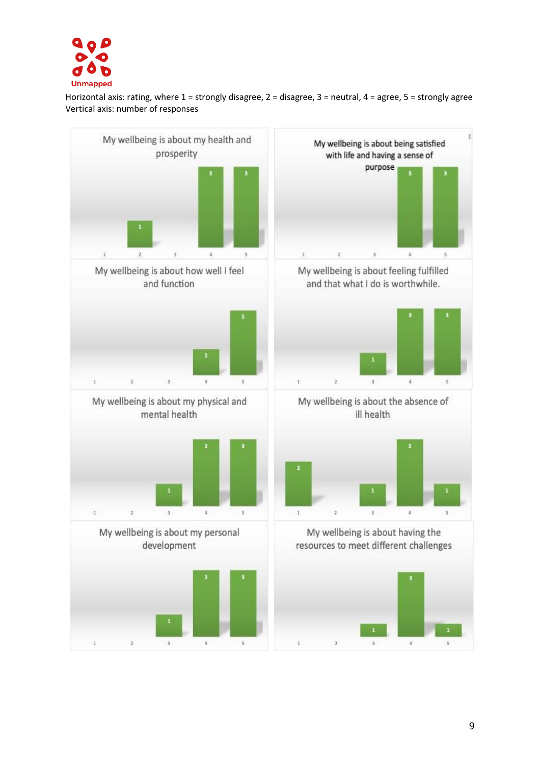Horizontal axis: rating, where 1 = strongly disagree, 2 = disagree, 3 = neutral, 4 = agree, 5 = strongly agree
Vertical axis: number of responses

**My wellbeing is about my health and prosperity**

| 1 | 2 | 3 | 4 | 5 |
|---|---|---|---|---|
|  | 1 |  | 3 | 3 |

**My wellbeing is about being satisfied with life and having a sense of purpose**

| 1 | 2 | 3 | 4 | 5 |
|---|---|---|---|---|
|  |  |  | 3 | 3 |

**My wellbeing is about how well I feel and function**

| 1 | 2 | 3 | 4 | 5 |
|---|---|---|---|---|
|  |  |  | 2 | 5 |

**My wellbeing is about feeling fulfilled and that what I do is worthwhile.**

| 1 | 2 | 3 | 4 | 5 |
|---|---|---|---|---|
|  |  | 1 | 3 | 3 |

**My wellbeing is about my physical and mental health**

| 1 | 2 | 3 | 4 | 5 |
|---|---|---|---|---|
|  |  | 1 | 3 | 3 |

**My wellbeing is about the absence of ill health**

| 1 | 2 | 3 | 4 | 5 |
|---|---|---|---|---|
| 2 |  | 1 | 3 | 1 |

**My wellbeing is about my personal development**

| 1 | 2 | 3 | 4 | 5 |
|---|---|---|---|---|
|  |  | 1 | 3 | 3 |

**My wellbeing is about having the resources to meet different challenges**

| 1 | 2 | 3 | 4 | 5 |
|---|---|---|---|---|
|  |  | 1 | 5 | 1 |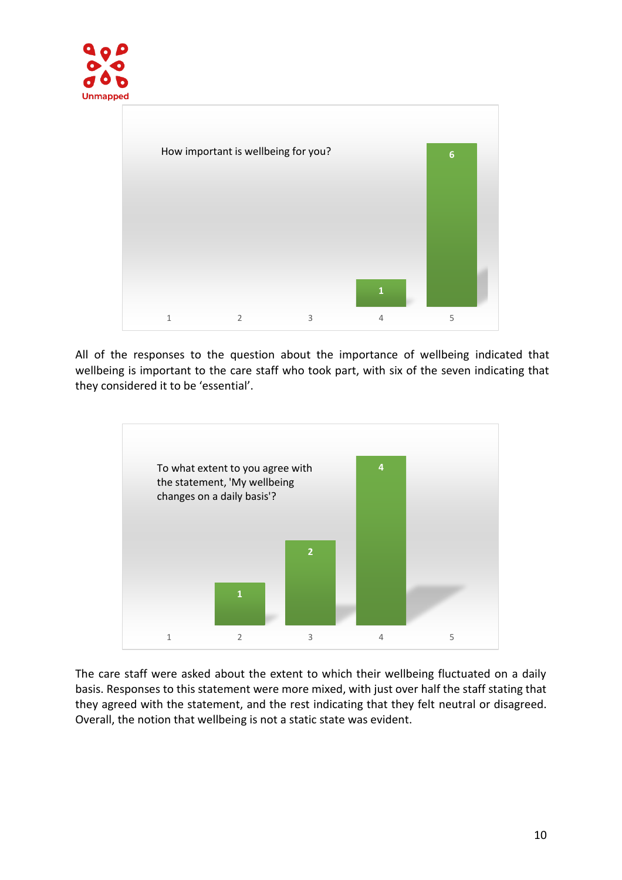How important is wellbeing for you?

| Response | 1 | 2 | 3 | 4 | 5 |
|---|---|---|---|---|---|
| Count | | | | 1 | 6 |

All of the responses to the question about the importance of wellbeing indicated that wellbeing is important to the care staff who took part, with six of the seven indicating that they considered it to be 'essential'.

To what extent to you agree with the statement, 'My wellbeing changes on a daily basis'?

| Response | 1 | 2 | 3 | 4 | 5 |
|---|---|---|---|---|---|
| Count | | 1 | 2 | 4 | |

The care staff were asked about the extent to which their wellbeing fluctuated on a daily basis. Responses to this statement were more mixed, with just over half the staff stating that they agreed with the statement, and the rest indicating that they felt neutral or disagreed. Overall, the notion that wellbeing is not a static state was evident.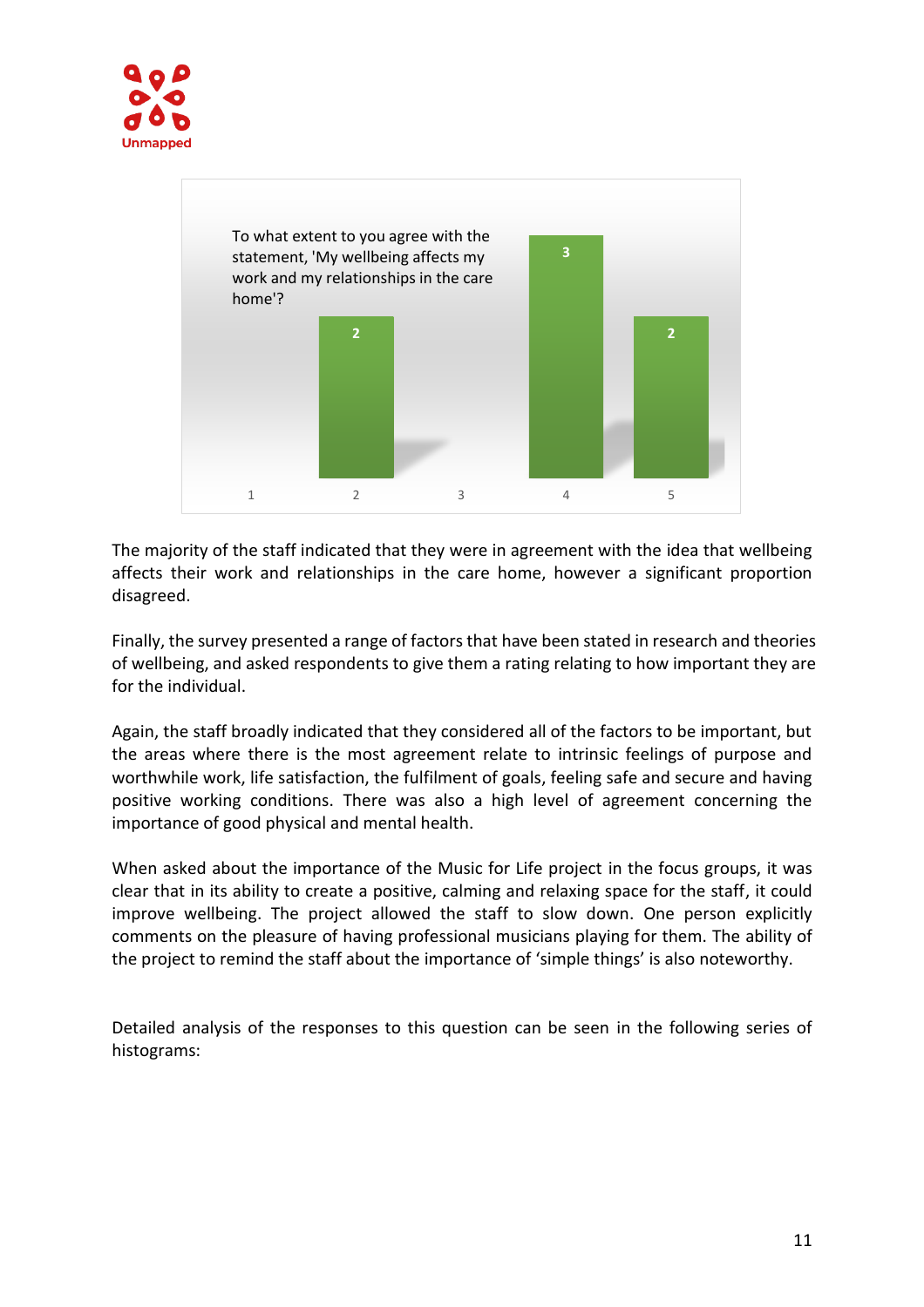To what extent to you agree with the statement, 'My wellbeing affects my work and my relationships in the care home'?

| Rating | 1 | 2 | 3 | 4 | 5 |
|---|---|---|---|---|---|
| Responses | | 2 | | 3 | 2 |

The majority of the staff indicated that they were in agreement with the idea that wellbeing affects their work and relationships in the care home, however a significant proportion disagreed.

Finally, the survey presented a range of factors that have been stated in research and theories of wellbeing, and asked respondents to give them a rating relating to how important they are for the individual.

Again, the staff broadly indicated that they considered all of the factors to be important, but the areas where there is the most agreement relate to intrinsic feelings of purpose and worthwhile work, life satisfaction, the fulfilment of goals, feeling safe and secure and having positive working conditions. There was also a high level of agreement concerning the importance of good physical and mental health.

When asked about the importance of the Music for Life project in the focus groups, it was clear that in its ability to create a positive, calming and relaxing space for the staff, it could improve wellbeing. The project allowed the staff to slow down. One person explicitly comments on the pleasure of having professional musicians playing for them. The ability of the project to remind the staff about the importance of 'simple things' is also noteworthy.

Detailed analysis of the responses to this question can be seen in the following series of histograms: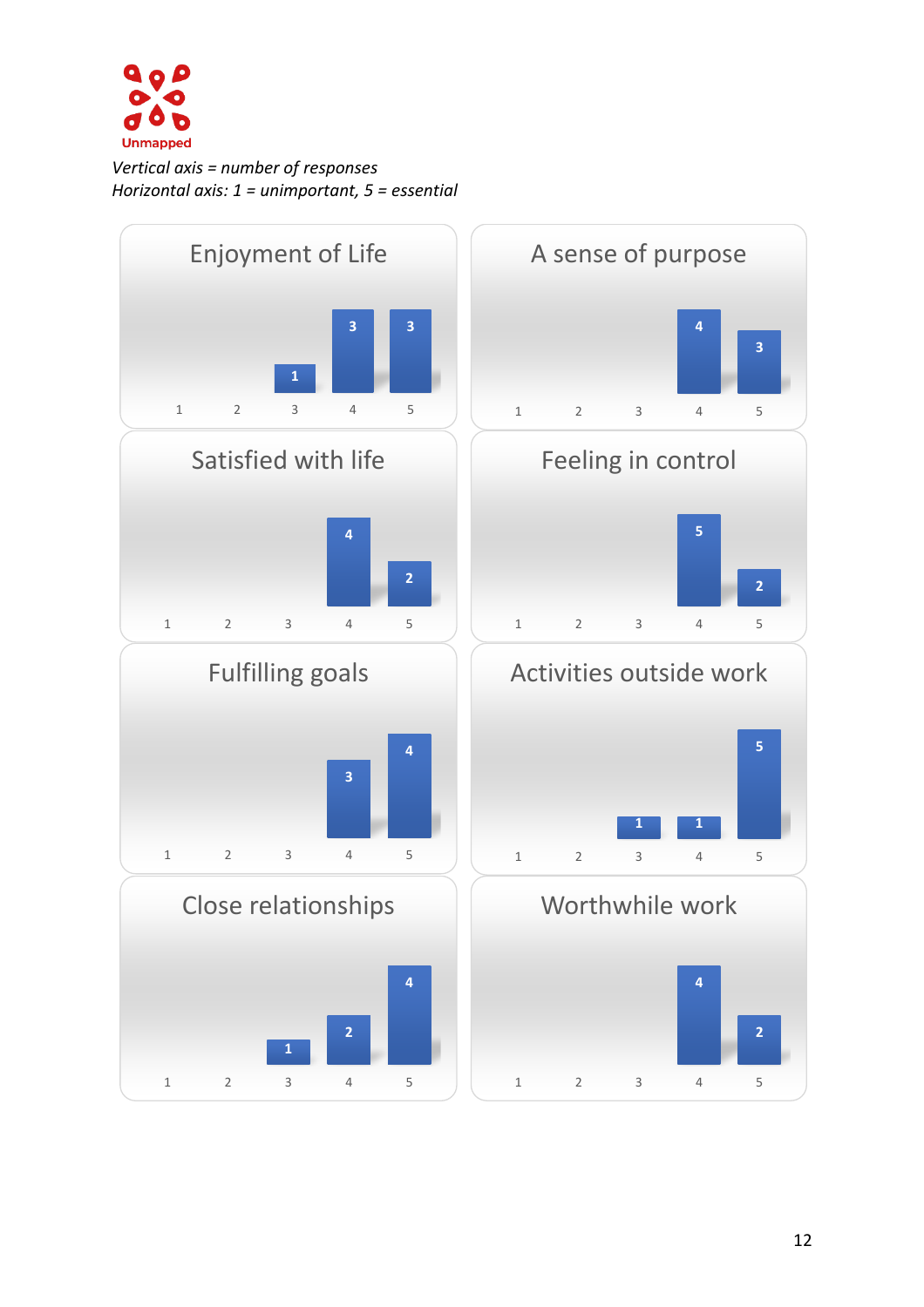*Vertical axis = number of responses*
*Horizontal axis: 1 = unimportant, 5 = essential*

### Enjoyment of Life

| Rating | 1 | 2 | 3 | 4 | 5 |
|---|---|---|---|---|---|
| Responses | | | 1 | 3 | 3 |

### A sense of purpose

| Rating | 1 | 2 | 3 | 4 | 5 |
|---|---|---|---|---|---|
| Responses | | | | 4 | 3 |

### Satisfied with life

| Rating | 1 | 2 | 3 | 4 | 5 |
|---|---|---|---|---|---|
| Responses | | | | 4 | 2 |

### Feeling in control

| Rating | 1 | 2 | 3 | 4 | 5 |
|---|---|---|---|---|---|
| Responses | | | | 5 | 2 |

### Fulfilling goals

| Rating | 1 | 2 | 3 | 4 | 5 |
|---|---|---|---|---|---|
| Responses | | | | 3 | 4 |

### Activities outside work

| Rating | 1 | 2 | 3 | 4 | 5 |
|---|---|---|---|---|---|
| Responses | | | 1 | 1 | 5 |

### Close relationships

| Rating | 1 | 2 | 3 | 4 | 5 |
|---|---|---|---|---|---|
| Responses | | | 1 | 2 | 4 |

### Worthwhile work

| Rating | 1 | 2 | 3 | 4 | 5 |
|---|---|---|---|---|---|
| Responses | | | | 4 | 2 |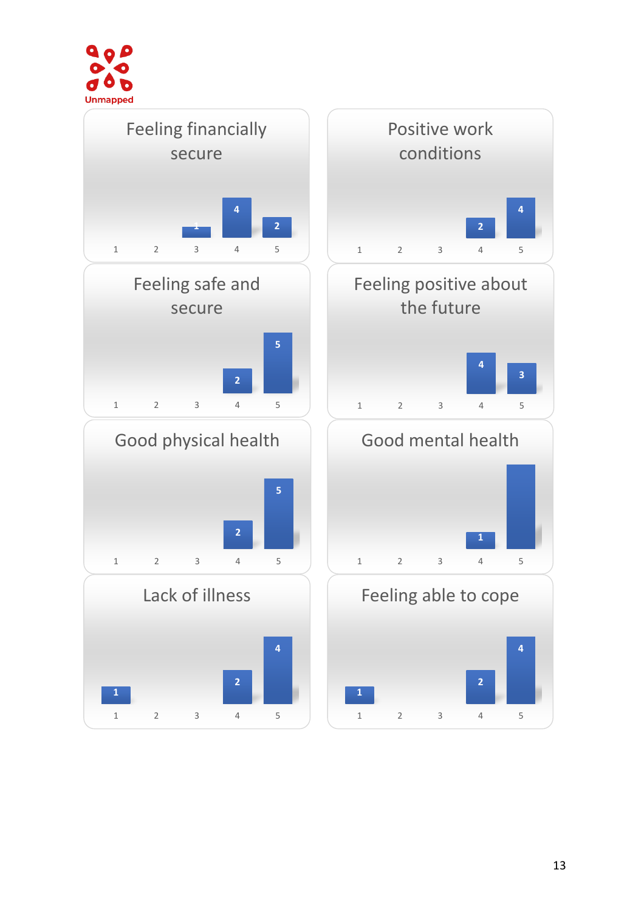Unmapped

**Feeling financially secure**

| Rating | 1 | 2 | 3 | 4 | 5 |
|---|---|---|---|---|---|
| Count | | | 1 | 4 | 2 |

**Positive work conditions**

| Rating | 1 | 2 | 3 | 4 | 5 |
|---|---|---|---|---|---|
| Count | | | | 2 | 4 |

**Feeling safe and secure**

| Rating | 1 | 2 | 3 | 4 | 5 |
|---|---|---|---|---|---|
| Count | | | | 2 | 5 |

**Feeling positive about the future**

| Rating | 1 | 2 | 3 | 4 | 5 |
|---|---|---|---|---|---|
| Count | | | | 4 | 3 |

**Good physical health**

| Rating | 1 | 2 | 3 | 4 | 5 |
|---|---|---|---|---|---|
| Count | | | | 2 | 5 |

**Good mental health**

| Rating | 1 | 2 | 3 | 4 | 5 |
|---|---|---|---|---|---|
| Count | | | | 1 | |

**Lack of illness**

| Rating | 1 | 2 | 3 | 4 | 5 |
|---|---|---|---|---|---|
| Count | 1 | | | 2 | 4 |

**Feeling able to cope**

| Rating | 1 | 2 | 3 | 4 | 5 |
|---|---|---|---|---|---|
| Count | 1 | | | 2 | 4 |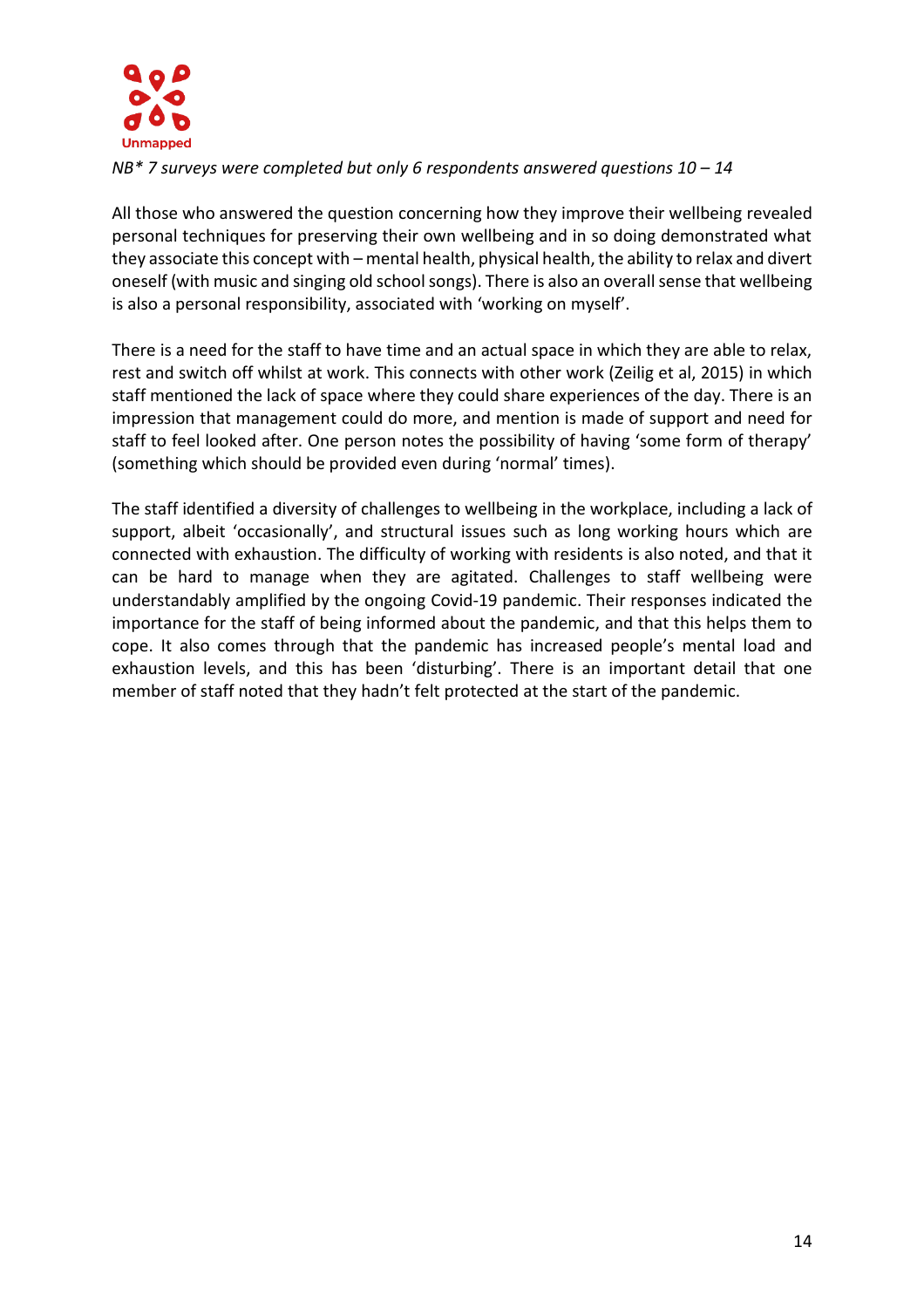*NB* 7 surveys were completed but only 6 respondents answered questions 10 – 14*

All those who answered the question concerning how they improve their wellbeing revealed personal techniques for preserving their own wellbeing and in so doing demonstrated what they associate this concept with – mental health, physical health, the ability to relax and divert oneself (with music and singing old school songs). There is also an overall sense that wellbeing is also a personal responsibility, associated with 'working on myself'.

There is a need for the staff to have time and an actual space in which they are able to relax, rest and switch off whilst at work. This connects with other work (Zeilig et al, 2015) in which staff mentioned the lack of space where they could share experiences of the day. There is an impression that management could do more, and mention is made of support and need for staff to feel looked after. One person notes the possibility of having 'some form of therapy' (something which should be provided even during 'normal' times).

The staff identified a diversity of challenges to wellbeing in the workplace, including a lack of support, albeit 'occasionally', and structural issues such as long working hours which are connected with exhaustion. The difficulty of working with residents is also noted, and that it can be hard to manage when they are agitated. Challenges to staff wellbeing were understandably amplified by the ongoing Covid-19 pandemic. Their responses indicated the importance for the staff of being informed about the pandemic, and that this helps them to cope. It also comes through that the pandemic has increased people's mental load and exhaustion levels, and this has been 'disturbing'. There is an important detail that one member of staff noted that they hadn't felt protected at the start of the pandemic.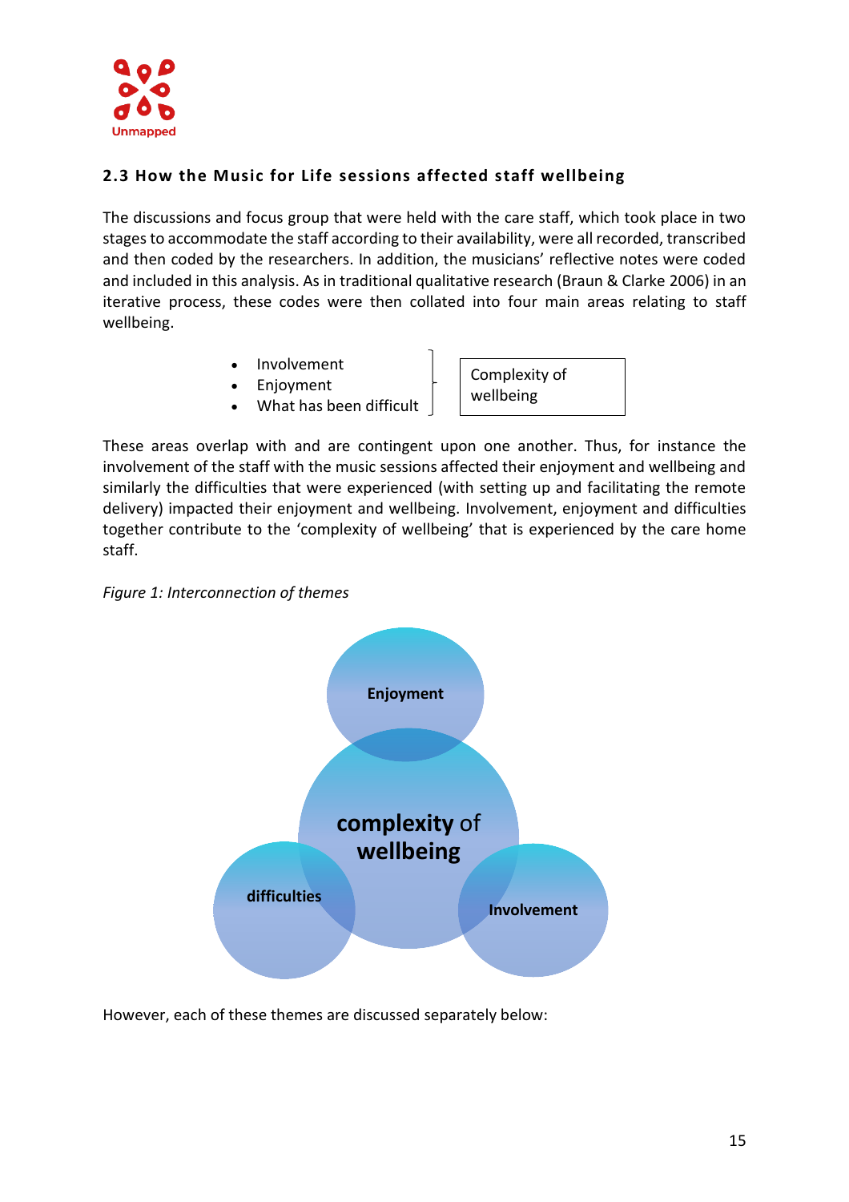## 2.3 How the Music for Life sessions affected staff wellbeing

The discussions and focus group that were held with the care staff, which took place in two stages to accommodate the staff according to their availability, were all recorded, transcribed and then coded by the researchers. In addition, the musicians' reflective notes were coded and included in this analysis. As in traditional qualitative research (Braun & Clarke 2006) in an iterative process, these codes were then collated into four main areas relating to staff wellbeing.

- Involvement
- Enjoyment
- What has been difficult

→ Complexity of wellbeing

These areas overlap with and are contingent upon one another. Thus, for instance the involvement of the staff with the music sessions affected their enjoyment and wellbeing and similarly the difficulties that were experienced (with setting up and facilitating the remote delivery) impacted their enjoyment and wellbeing. Involvement, enjoyment and difficulties together contribute to the 'complexity of wellbeing' that is experienced by the care home staff.

*Figure 1: Interconnection of themes*

Enjoyment

**complexity** of **wellbeing**

difficulties

Involvement

However, each of these themes are discussed separately below: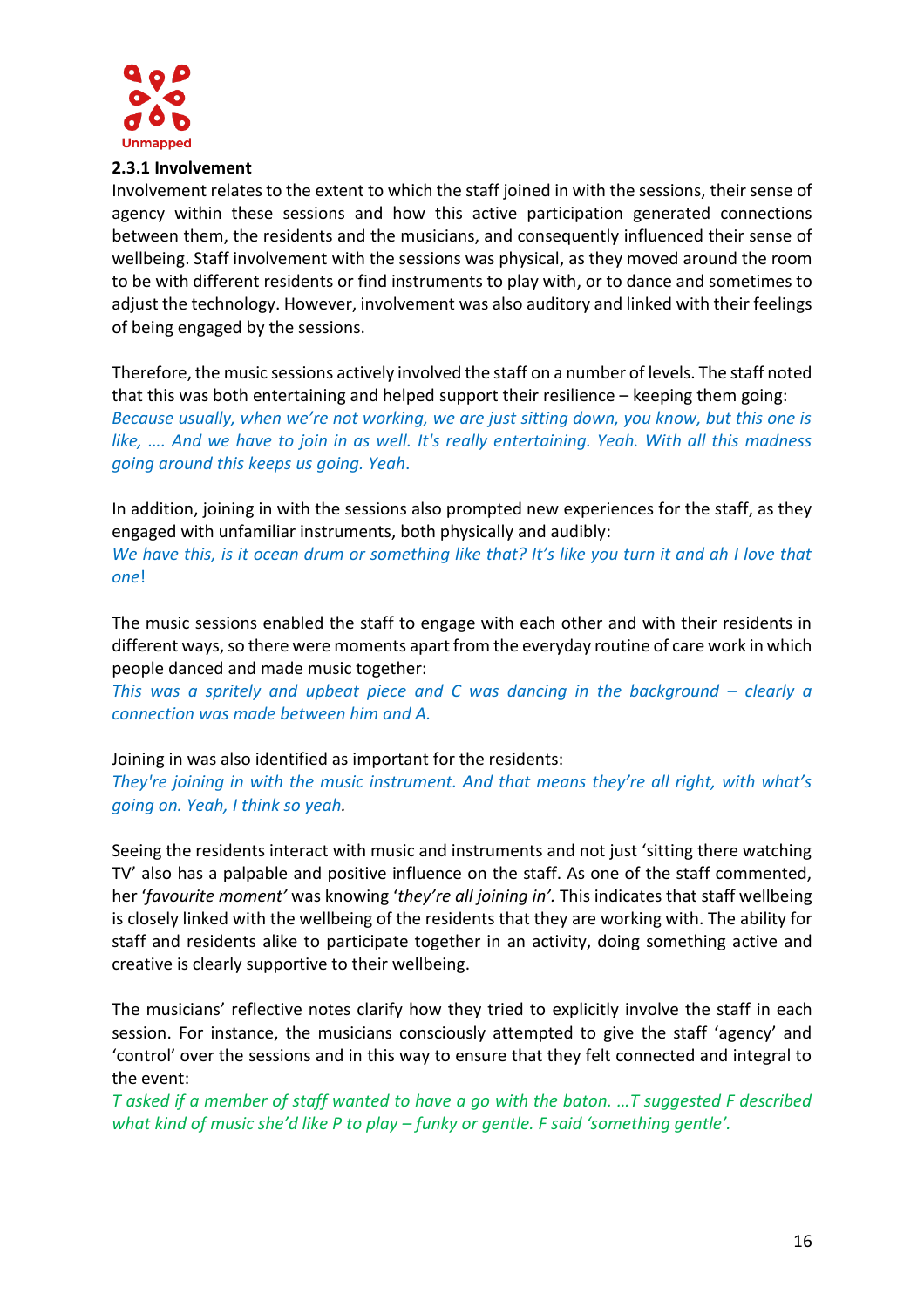### 2.3.1 Involvement

Involvement relates to the extent to which the staff joined in with the sessions, their sense of agency within these sessions and how this active participation generated connections between them, the residents and the musicians, and consequently influenced their sense of wellbeing. Staff involvement with the sessions was physical, as they moved around the room to be with different residents or find instruments to play with, or to dance and sometimes to adjust the technology. However, involvement was also auditory and linked with their feelings of being engaged by the sessions.

Therefore, the music sessions actively involved the staff on a number of levels. The staff noted that this was both entertaining and helped support their resilience – keeping them going:

*Because usually, when we're not working, we are just sitting down, you know, but this one is like, …. And we have to join in as well. It's really entertaining. Yeah. With all this madness going around this keeps us going. Yeah.*

In addition, joining in with the sessions also prompted new experiences for the staff, as they engaged with unfamiliar instruments, both physically and audibly:

*We have this, is it ocean drum or something like that? It's like you turn it and ah I love that one!*

The music sessions enabled the staff to engage with each other and with their residents in different ways, so there were moments apart from the everyday routine of care work in which people danced and made music together:

*This was a spritely and upbeat piece and C was dancing in the background – clearly a connection was made between him and A.*

Joining in was also identified as important for the residents:

*They're joining in with the music instrument. And that means they're all right, with what's going on. Yeah, I think so yeah.*

Seeing the residents interact with music and instruments and not just 'sitting there watching TV' also has a palpable and positive influence on the staff. As one of the staff commented, her '*favourite moment'* was knowing '*they're all joining in'.* This indicates that staff wellbeing is closely linked with the wellbeing of the residents that they are working with. The ability for staff and residents alike to participate together in an activity, doing something active and creative is clearly supportive to their wellbeing.

The musicians' reflective notes clarify how they tried to explicitly involve the staff in each session. For instance, the musicians consciously attempted to give the staff 'agency' and 'control' over the sessions and in this way to ensure that they felt connected and integral to the event:

*T asked if a member of staff wanted to have a go with the baton. …T suggested F described what kind of music she'd like P to play – funky or gentle. F said 'something gentle'.*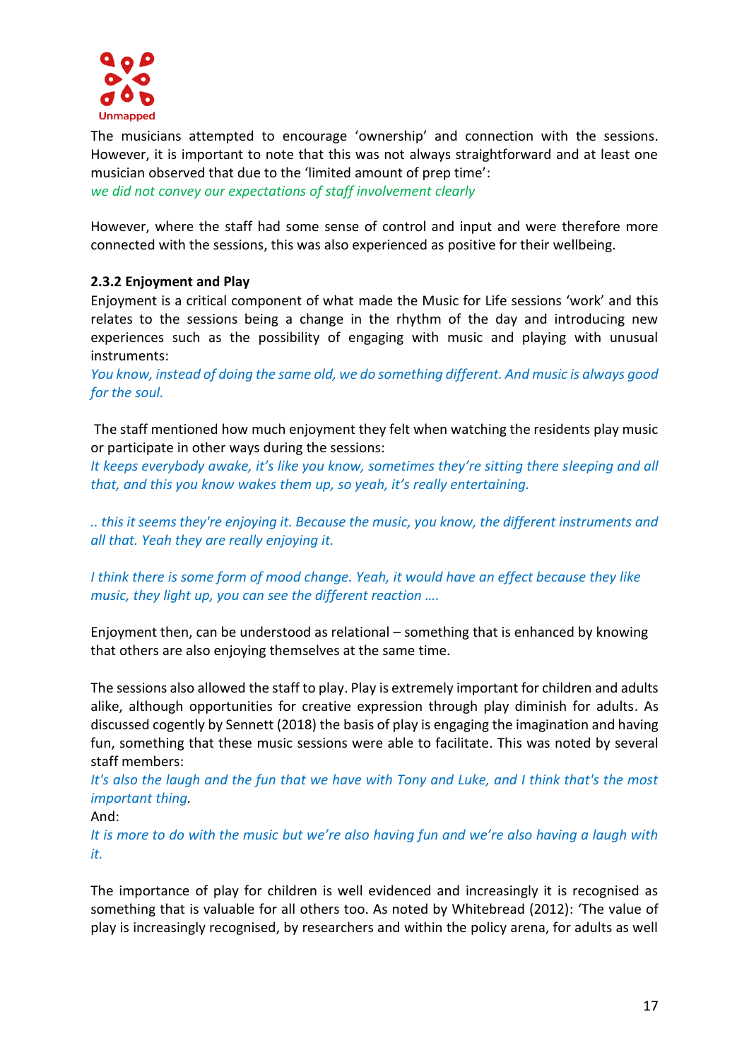The musicians attempted to encourage 'ownership' and connection with the sessions. However, it is important to note that this was not always straightforward and at least one musician observed that due to the 'limited amount of prep time':

*we did not convey our expectations of staff involvement clearly*

However, where the staff had some sense of control and input and were therefore more connected with the sessions, this was also experienced as positive for their wellbeing.

### 2.3.2 Enjoyment and Play

Enjoyment is a critical component of what made the Music for Life sessions 'work' and this relates to the sessions being a change in the rhythm of the day and introducing new experiences such as the possibility of engaging with music and playing with unusual instruments:

*You know, instead of doing the same old, we do something different. And music is always good for the soul.*

The staff mentioned how much enjoyment they felt when watching the residents play music or participate in other ways during the sessions:

*It keeps everybody awake, it's like you know, sometimes they're sitting there sleeping and all that, and this you know wakes them up, so yeah, it's really entertaining.*

*.. this it seems they're enjoying it. Because the music, you know, the different instruments and all that. Yeah they are really enjoying it.*

*I think there is some form of mood change. Yeah, it would have an effect because they like music, they light up, you can see the different reaction ….*

Enjoyment then, can be understood as relational – something that is enhanced by knowing that others are also enjoying themselves at the same time.

The sessions also allowed the staff to play. Play is extremely important for children and adults alike, although opportunities for creative expression through play diminish for adults. As discussed cogently by Sennett (2018) the basis of play is engaging the imagination and having fun, something that these music sessions were able to facilitate. This was noted by several staff members:

*It's also the laugh and the fun that we have with Tony and Luke, and I think that's the most important thing.*

And:

*It is more to do with the music but we're also having fun and we're also having a laugh with it.*

The importance of play for children is well evidenced and increasingly it is recognised as something that is valuable for all others too. As noted by Whitebread (2012): 'The value of play is increasingly recognised, by researchers and within the policy arena, for adults as well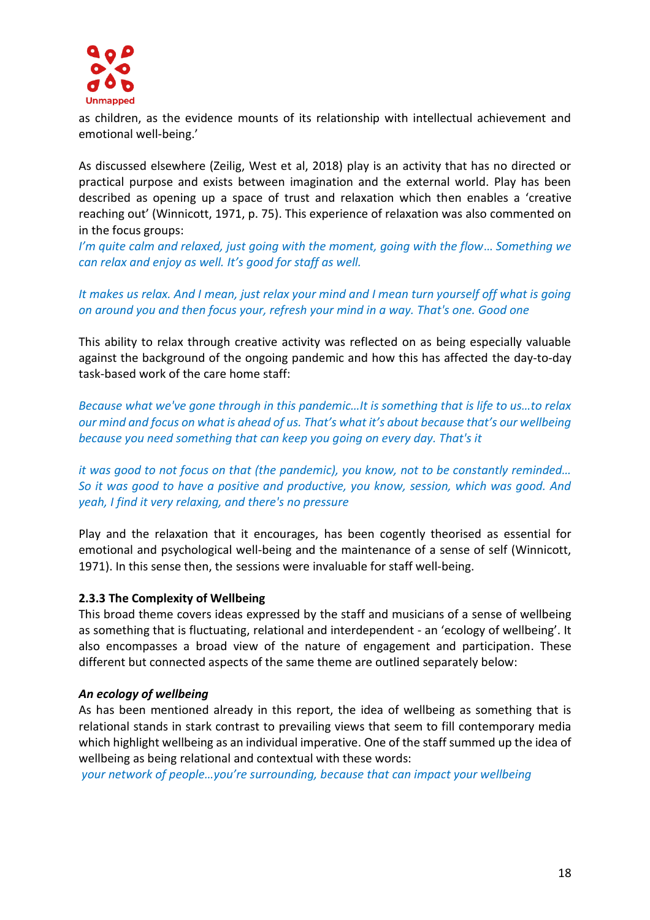as children, as the evidence mounts of its relationship with intellectual achievement and emotional well-being.'

As discussed elsewhere (Zeilig, West et al, 2018) play is an activity that has no directed or practical purpose and exists between imagination and the external world. Play has been described as opening up a space of trust and relaxation which then enables a 'creative reaching out' (Winnicott, 1971, p. 75). This experience of relaxation was also commented on in the focus groups:

*I'm quite calm and relaxed, just going with the moment, going with the flow… Something we can relax and enjoy as well. It's good for staff as well.*

*It makes us relax. And I mean, just relax your mind and I mean turn yourself off what is going on around you and then focus your, refresh your mind in a way. That's one. Good one*

This ability to relax through creative activity was reflected on as being especially valuable against the background of the ongoing pandemic and how this has affected the day-to-day task-based work of the care home staff:

*Because what we've gone through in this pandemic…It is something that is life to us…to relax our mind and focus on what is ahead of us. That's what it's about because that's our wellbeing because you need something that can keep you going on every day. That's it*

*it was good to not focus on that (the pandemic), you know, not to be constantly reminded… So it was good to have a positive and productive, you know, session, which was good. And yeah, I find it very relaxing, and there's no pressure*

Play and the relaxation that it encourages, has been cogently theorised as essential for emotional and psychological well-being and the maintenance of a sense of self (Winnicott, 1971). In this sense then, the sessions were invaluable for staff well-being.

#### 2.3.3 The Complexity of Wellbeing

This broad theme covers ideas expressed by the staff and musicians of a sense of wellbeing as something that is fluctuating, relational and interdependent - an 'ecology of wellbeing'. It also encompasses a broad view of the nature of engagement and participation. These different but connected aspects of the same theme are outlined separately below:

***An ecology of wellbeing***

As has been mentioned already in this report, the idea of wellbeing as something that is relational stands in stark contrast to prevailing views that seem to fill contemporary media which highlight wellbeing as an individual imperative. One of the staff summed up the idea of wellbeing as being relational and contextual with these words:

*your network of people…you're surrounding, because that can impact your wellbeing*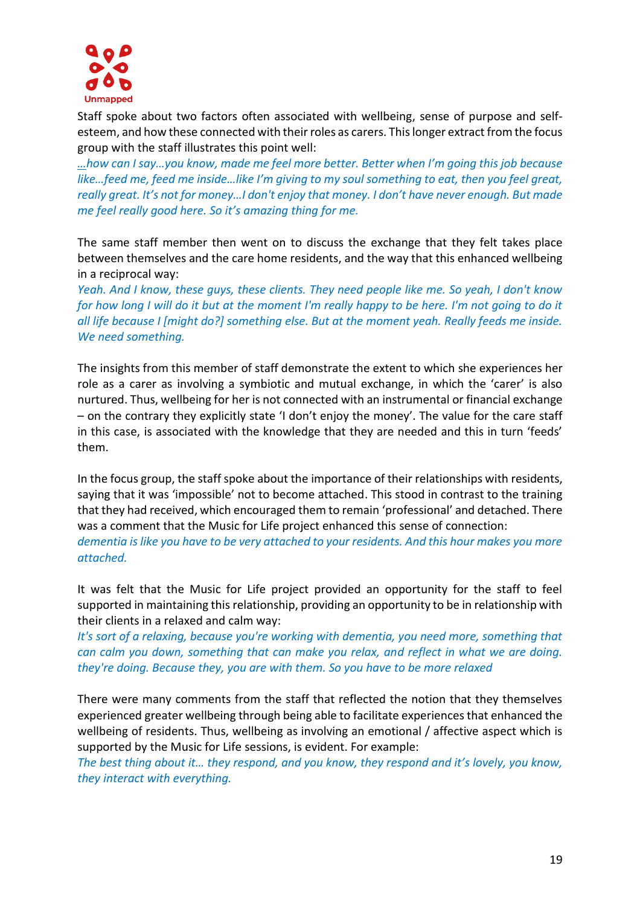Staff spoke about two factors often associated with wellbeing, sense of purpose and self-esteem, and how these connected with their roles as carers. This longer extract from the focus group with the staff illustrates this point well:

*…how can I say…you know, made me feel more better. Better when I'm going this job because like…feed me, feed me inside…like I'm giving to my soul something to eat, then you feel great, really great. It's not for money…I don't enjoy that money. I don't have never enough. But made me feel really good here. So it's amazing thing for me.*

The same staff member then went on to discuss the exchange that they felt takes place between themselves and the care home residents, and the way that this enhanced wellbeing in a reciprocal way:

*Yeah. And I know, these guys, these clients. They need people like me. So yeah, I don't know for how long I will do it but at the moment I'm really happy to be here. I'm not going to do it all life because I [might do?] something else. But at the moment yeah. Really feeds me inside. We need something.*

The insights from this member of staff demonstrate the extent to which she experiences her role as a carer as involving a symbiotic and mutual exchange, in which the 'carer' is also nurtured. Thus, wellbeing for her is not connected with an instrumental or financial exchange – on the contrary they explicitly state 'I don't enjoy the money'. The value for the care staff in this case, is associated with the knowledge that they are needed and this in turn 'feeds' them.

In the focus group, the staff spoke about the importance of their relationships with residents, saying that it was 'impossible' not to become attached. This stood in contrast to the training that they had received, which encouraged them to remain 'professional' and detached. There was a comment that the Music for Life project enhanced this sense of connection:

*dementia is like you have to be very attached to your residents. And this hour makes you more attached.*

It was felt that the Music for Life project provided an opportunity for the staff to feel supported in maintaining this relationship, providing an opportunity to be in relationship with their clients in a relaxed and calm way:

*It's sort of a relaxing, because you're working with dementia, you need more, something that can calm you down, something that can make you relax, and reflect in what we are doing. they're doing. Because they, you are with them. So you have to be more relaxed*

There were many comments from the staff that reflected the notion that they themselves experienced greater wellbeing through being able to facilitate experiences that enhanced the wellbeing of residents. Thus, wellbeing as involving an emotional / affective aspect which is supported by the Music for Life sessions, is evident. For example:

*The best thing about it… they respond, and you know, they respond and it's lovely, you know, they interact with everything.*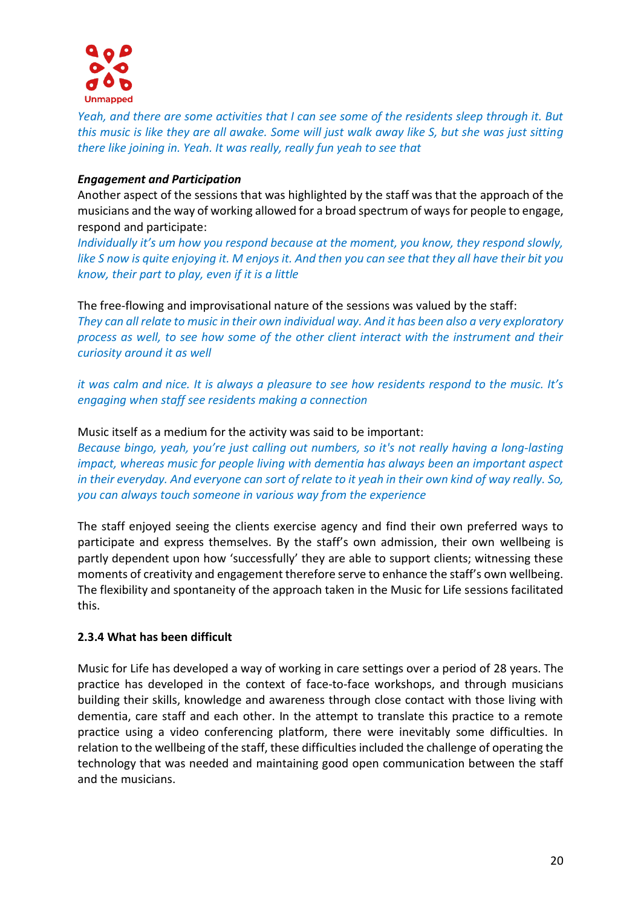*Yeah, and there are some activities that I can see some of the residents sleep through it. But this music is like they are all awake. Some will just walk away like S, but she was just sitting there like joining in. Yeah. It was really, really fun yeah to see that*

***Engagement and Participation***

Another aspect of the sessions that was highlighted by the staff was that the approach of the musicians and the way of working allowed for a broad spectrum of ways for people to engage, respond and participate:

*Individually it's um how you respond because at the moment, you know, they respond slowly, like S now is quite enjoying it. M enjoys it. And then you can see that they all have their bit you know, their part to play, even if it is a little*

The free-flowing and improvisational nature of the sessions was valued by the staff:

*They can all relate to music in their own individual way. And it has been also a very exploratory process as well, to see how some of the other client interact with the instrument and their curiosity around it as well*

*it was calm and nice. It is always a pleasure to see how residents respond to the music. It's engaging when staff see residents making a connection*

Music itself as a medium for the activity was said to be important:

*Because bingo, yeah, you're just calling out numbers, so it's not really having a long-lasting impact, whereas music for people living with dementia has always been an important aspect in their everyday. And everyone can sort of relate to it yeah in their own kind of way really. So, you can always touch someone in various way from the experience*

The staff enjoyed seeing the clients exercise agency and find their own preferred ways to participate and express themselves. By the staff's own admission, their own wellbeing is partly dependent upon how 'successfully' they are able to support clients; witnessing these moments of creativity and engagement therefore serve to enhance the staff's own wellbeing. The flexibility and spontaneity of the approach taken in the Music for Life sessions facilitated this.

### 2.3.4 What has been difficult

Music for Life has developed a way of working in care settings over a period of 28 years. The practice has developed in the context of face-to-face workshops, and through musicians building their skills, knowledge and awareness through close contact with those living with dementia, care staff and each other. In the attempt to translate this practice to a remote practice using a video conferencing platform, there were inevitably some difficulties. In relation to the wellbeing of the staff, these difficulties included the challenge of operating the technology that was needed and maintaining good open communication between the staff and the musicians.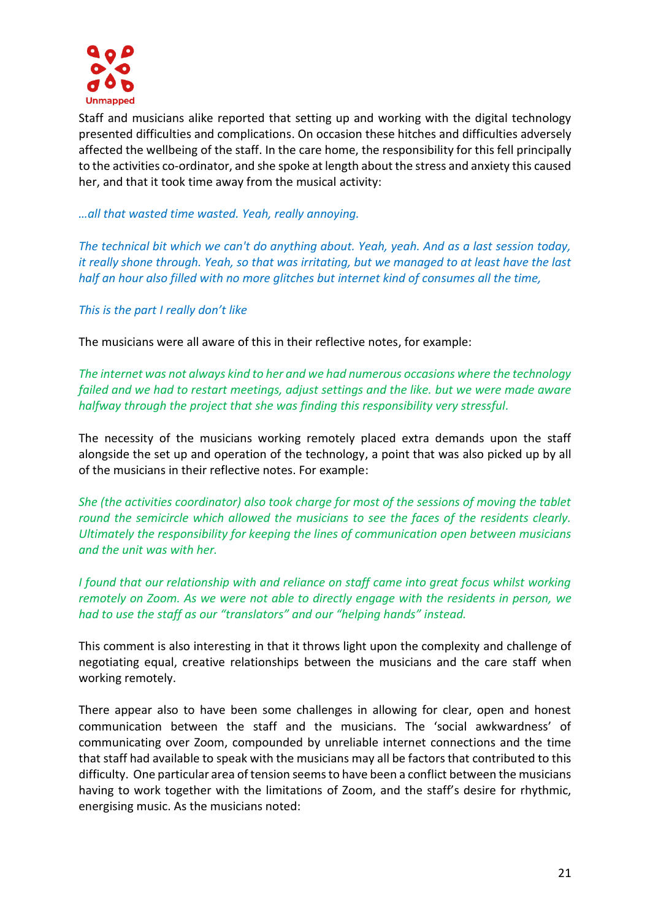Staff and musicians alike reported that setting up and working with the digital technology presented difficulties and complications. On occasion these hitches and difficulties adversely affected the wellbeing of the staff. In the care home, the responsibility for this fell principally to the activities co-ordinator, and she spoke at length about the stress and anxiety this caused her, and that it took time away from the musical activity:

*…all that wasted time wasted. Yeah, really annoying.*

*The technical bit which we can't do anything about. Yeah, yeah. And as a last session today, it really shone through. Yeah, so that was irritating, but we managed to at least have the last half an hour also filled with no more glitches but internet kind of consumes all the time,*

*This is the part I really don't like*

The musicians were all aware of this in their reflective notes, for example:

*The internet was not always kind to her and we had numerous occasions where the technology failed and we had to restart meetings, adjust settings and the like. but we were made aware halfway through the project that she was finding this responsibility very stressful.*

The necessity of the musicians working remotely placed extra demands upon the staff alongside the set up and operation of the technology, a point that was also picked up by all of the musicians in their reflective notes. For example:

*She (the activities coordinator) also took charge for most of the sessions of moving the tablet round the semicircle which allowed the musicians to see the faces of the residents clearly. Ultimately the responsibility for keeping the lines of communication open between musicians and the unit was with her.*

*I found that our relationship with and reliance on staff came into great focus whilst working remotely on Zoom. As we were not able to directly engage with the residents in person, we had to use the staff as our "translators" and our "helping hands" instead.*

This comment is also interesting in that it throws light upon the complexity and challenge of negotiating equal, creative relationships between the musicians and the care staff when working remotely.

There appear also to have been some challenges in allowing for clear, open and honest communication between the staff and the musicians. The 'social awkwardness' of communicating over Zoom, compounded by unreliable internet connections and the time that staff had available to speak with the musicians may all be factors that contributed to this difficulty. One particular area of tension seems to have been a conflict between the musicians having to work together with the limitations of Zoom, and the staff's desire for rhythmic, energising music. As the musicians noted: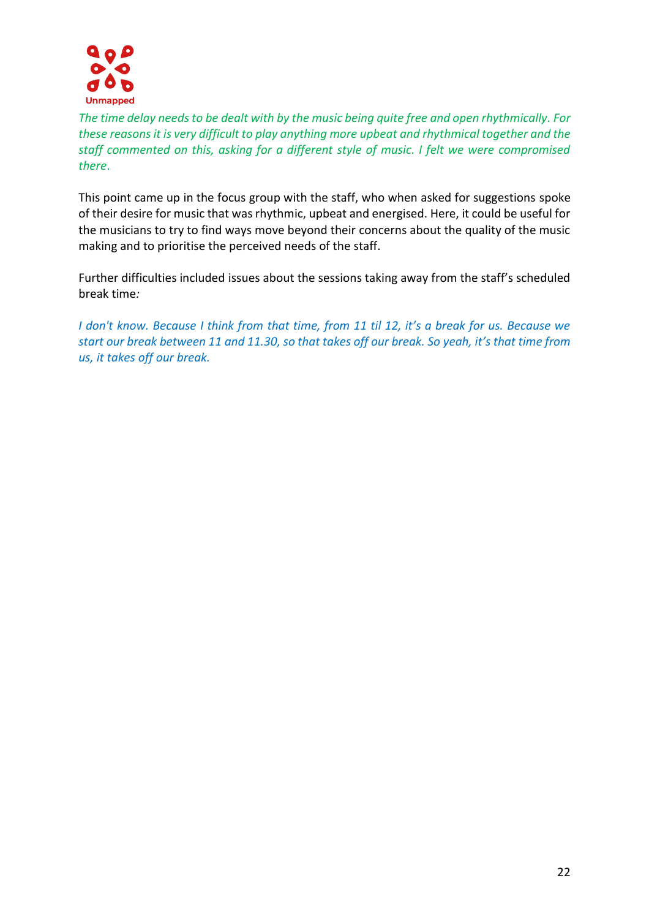*The time delay needs to be dealt with by the music being quite free and open rhythmically. For these reasons it is very difficult to play anything more upbeat and rhythmical together and the staff commented on this, asking for a different style of music. I felt we were compromised there.*

This point came up in the focus group with the staff, who when asked for suggestions spoke of their desire for music that was rhythmic, upbeat and energised. Here, it could be useful for the musicians to try to find ways move beyond their concerns about the quality of the music making and to prioritise the perceived needs of the staff.

Further difficulties included issues about the sessions taking away from the staff's scheduled break time:

*I don't know. Because I think from that time, from 11 til 12, it's a break for us. Because we start our break between 11 and 11.30, so that takes off our break. So yeah, it's that time from us, it takes off our break.*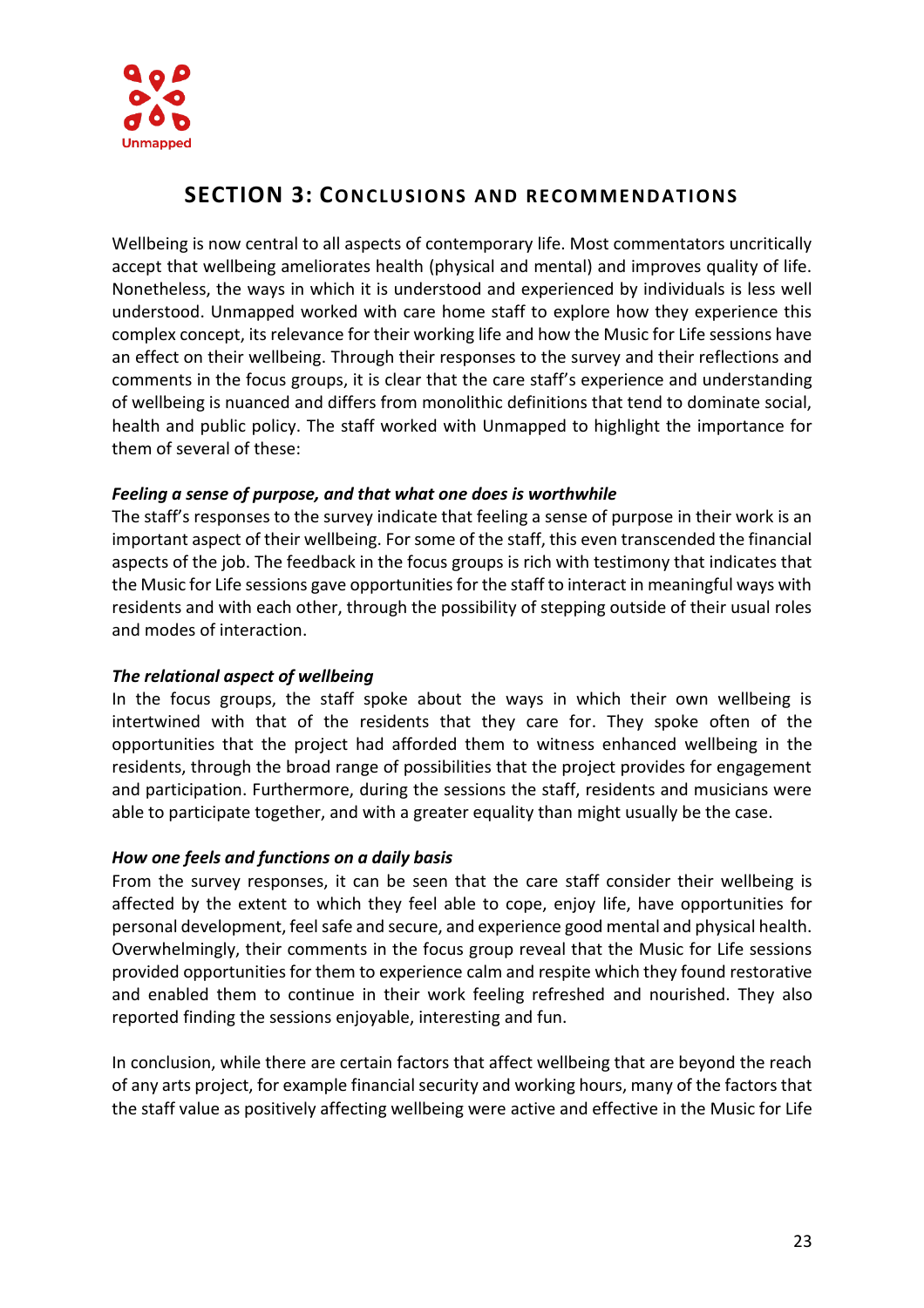## SECTION 3: CONCLUSIONS AND RECOMMENDATIONS

Wellbeing is now central to all aspects of contemporary life. Most commentators uncritically accept that wellbeing ameliorates health (physical and mental) and improves quality of life. Nonetheless, the ways in which it is understood and experienced by individuals is less well understood. Unmapped worked with care home staff to explore how they experience this complex concept, its relevance for their working life and how the Music for Life sessions have an effect on their wellbeing. Through their responses to the survey and their reflections and comments in the focus groups, it is clear that the care staff's experience and understanding of wellbeing is nuanced and differs from monolithic definitions that tend to dominate social, health and public policy. The staff worked with Unmapped to highlight the importance for them of several of these:

***Feeling a sense of purpose, and that what one does is worthwhile***

The staff's responses to the survey indicate that feeling a sense of purpose in their work is an important aspect of their wellbeing. For some of the staff, this even transcended the financial aspects of the job. The feedback in the focus groups is rich with testimony that indicates that the Music for Life sessions gave opportunities for the staff to interact in meaningful ways with residents and with each other, through the possibility of stepping outside of their usual roles and modes of interaction.

***The relational aspect of wellbeing***

In the focus groups, the staff spoke about the ways in which their own wellbeing is intertwined with that of the residents that they care for. They spoke often of the opportunities that the project had afforded them to witness enhanced wellbeing in the residents, through the broad range of possibilities that the project provides for engagement and participation. Furthermore, during the sessions the staff, residents and musicians were able to participate together, and with a greater equality than might usually be the case.

***How one feels and functions on a daily basis***

From the survey responses, it can be seen that the care staff consider their wellbeing is affected by the extent to which they feel able to cope, enjoy life, have opportunities for personal development, feel safe and secure, and experience good mental and physical health. Overwhelmingly, their comments in the focus group reveal that the Music for Life sessions provided opportunities for them to experience calm and respite which they found restorative and enabled them to continue in their work feeling refreshed and nourished. They also reported finding the sessions enjoyable, interesting and fun.

In conclusion, while there are certain factors that affect wellbeing that are beyond the reach of any arts project, for example financial security and working hours, many of the factors that the staff value as positively affecting wellbeing were active and effective in the Music for Life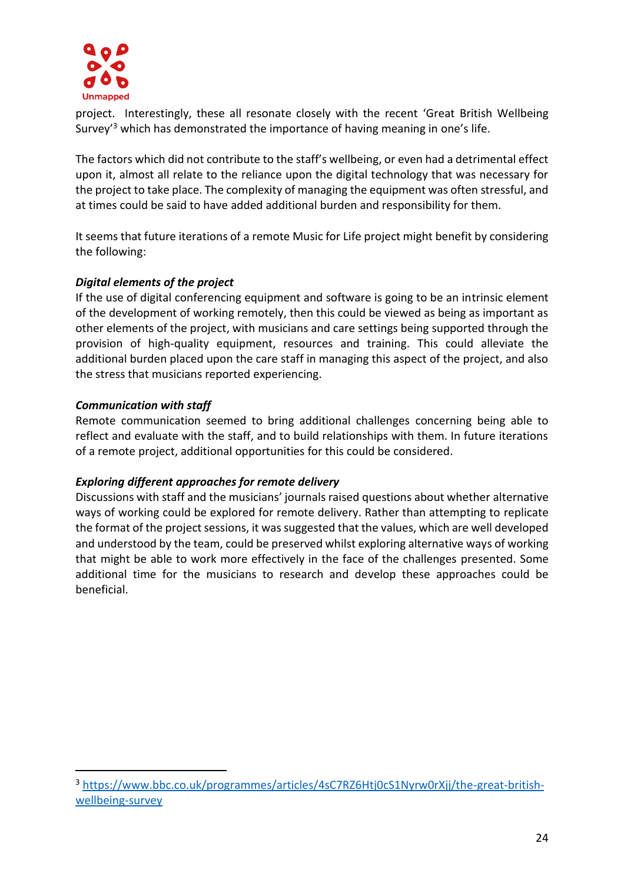project. Interestingly, these all resonate closely with the recent 'Great British Wellbeing Survey'[3] which has demonstrated the importance of having meaning in one's life.

The factors which did not contribute to the staff's wellbeing, or even had a detrimental effect upon it, almost all relate to the reliance upon the digital technology that was necessary for the project to take place. The complexity of managing the equipment was often stressful, and at times could be said to have added additional burden and responsibility for them.

It seems that future iterations of a remote Music for Life project might benefit by considering the following:

***Digital elements of the project***

If the use of digital conferencing equipment and software is going to be an intrinsic element of the development of working remotely, then this could be viewed as being as important as other elements of the project, with musicians and care settings being supported through the provision of high-quality equipment, resources and training. This could alleviate the additional burden placed upon the care staff in managing this aspect of the project, and also the stress that musicians reported experiencing.

***Communication with staff***

Remote communication seemed to bring additional challenges concerning being able to reflect and evaluate with the staff, and to build relationships with them. In future iterations of a remote project, additional opportunities for this could be considered.

***Exploring different approaches for remote delivery***

Discussions with staff and the musicians' journals raised questions about whether alternative ways of working could be explored for remote delivery. Rather than attempting to replicate the format of the project sessions, it was suggested that the values, which are well developed and understood by the team, could be preserved whilst exploring alternative ways of working that might be able to work more effectively in the face of the challenges presented. Some additional time for the musicians to research and develop these approaches could be beneficial.

---

[3] https://www.bbc.co.uk/programmes/articles/4sC7RZ6Htj0cS1Nyrw0rXjj/the-great-british-wellbeing-survey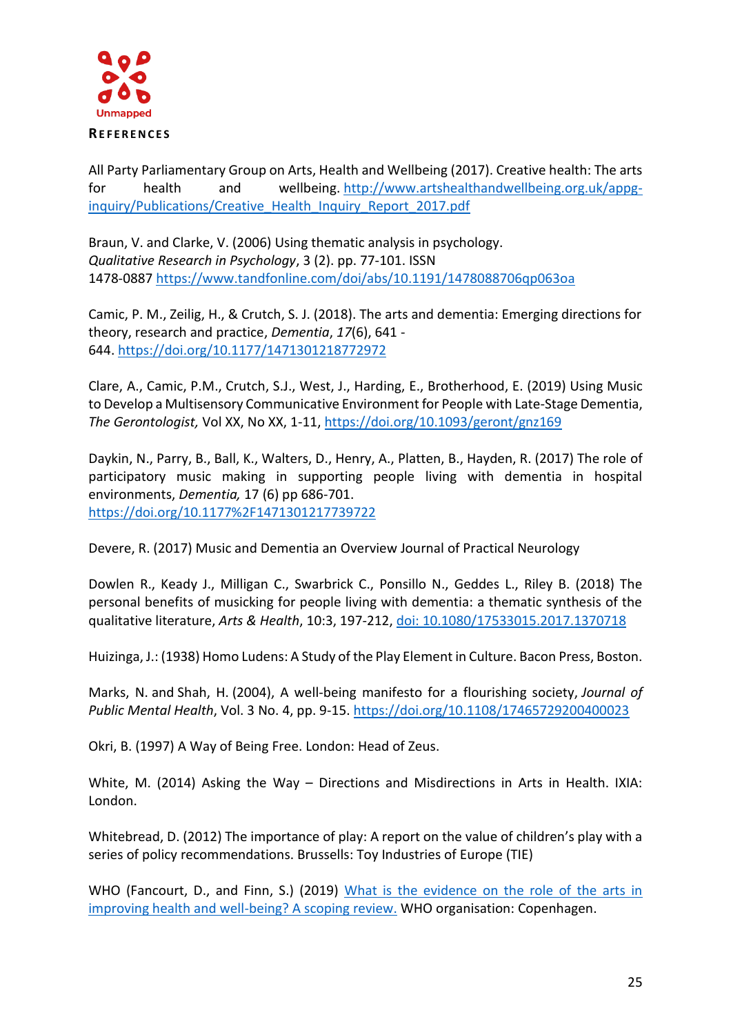## REFERENCES

All Party Parliamentary Group on Arts, Health and Wellbeing (2017). Creative health: The arts for health and wellbeing. http://www.artshealthandwellbeing.org.uk/appg-inquiry/Publications/Creative_Health_Inquiry_Report_2017.pdf

Braun, V. and Clarke, V. (2006) Using thematic analysis in psychology. *Qualitative Research in Psychology*, 3 (2). pp. 77-101. ISSN 1478-0887 https://www.tandfonline.com/doi/abs/10.1191/1478088706qp063oa

Camic, P. M., Zeilig, H., & Crutch, S. J. (2018). The arts and dementia: Emerging directions for theory, research and practice, *Dementia*, *17*(6), 641 - 644. https://doi.org/10.1177/1471301218772972

Clare, A., Camic, P.M., Crutch, S.J., West, J., Harding, E., Brotherhood, E. (2019) Using Music to Develop a Multisensory Communicative Environment for People with Late-Stage Dementia, *The Gerontologist,* Vol XX, No XX, 1-11, https://doi.org/10.1093/geront/gnz169

Daykin, N., Parry, B., Ball, K., Walters, D., Henry, A., Platten, B., Hayden, R. (2017) The role of participatory music making in supporting people living with dementia in hospital environments, *Dementia,* 17 (6) pp 686-701. https://doi.org/10.1177%2F1471301217739722

Devere, R. (2017) Music and Dementia an Overview Journal of Practical Neurology

Dowlen R., Keady J., Milligan C., Swarbrick C., Ponsillo N., Geddes L., Riley B. (2018) The personal benefits of musicking for people living with dementia: a thematic synthesis of the qualitative literature, *Arts & Health*, 10:3, 197-212, doi: 10.1080/17533015.2017.1370718

Huizinga, J.: (1938) Homo Ludens: A Study of the Play Element in Culture. Bacon Press, Boston.

Marks, N. and Shah, H. (2004), A well-being manifesto for a flourishing society, *Journal of Public Mental Health*, Vol. 3 No. 4, pp. 9-15. https://doi.org/10.1108/17465729200400023

Okri, B. (1997) A Way of Being Free. London: Head of Zeus.

White, M. (2014) Asking the Way – Directions and Misdirections in Arts in Health. IXIA: London.

Whitebread, D. (2012) The importance of play: A report on the value of children's play with a series of policy recommendations. Brussells: Toy Industries of Europe (TIE)

WHO (Fancourt, D., and Finn, S.) (2019) What is the evidence on the role of the arts in improving health and well-being? A scoping review. WHO organisation: Copenhagen.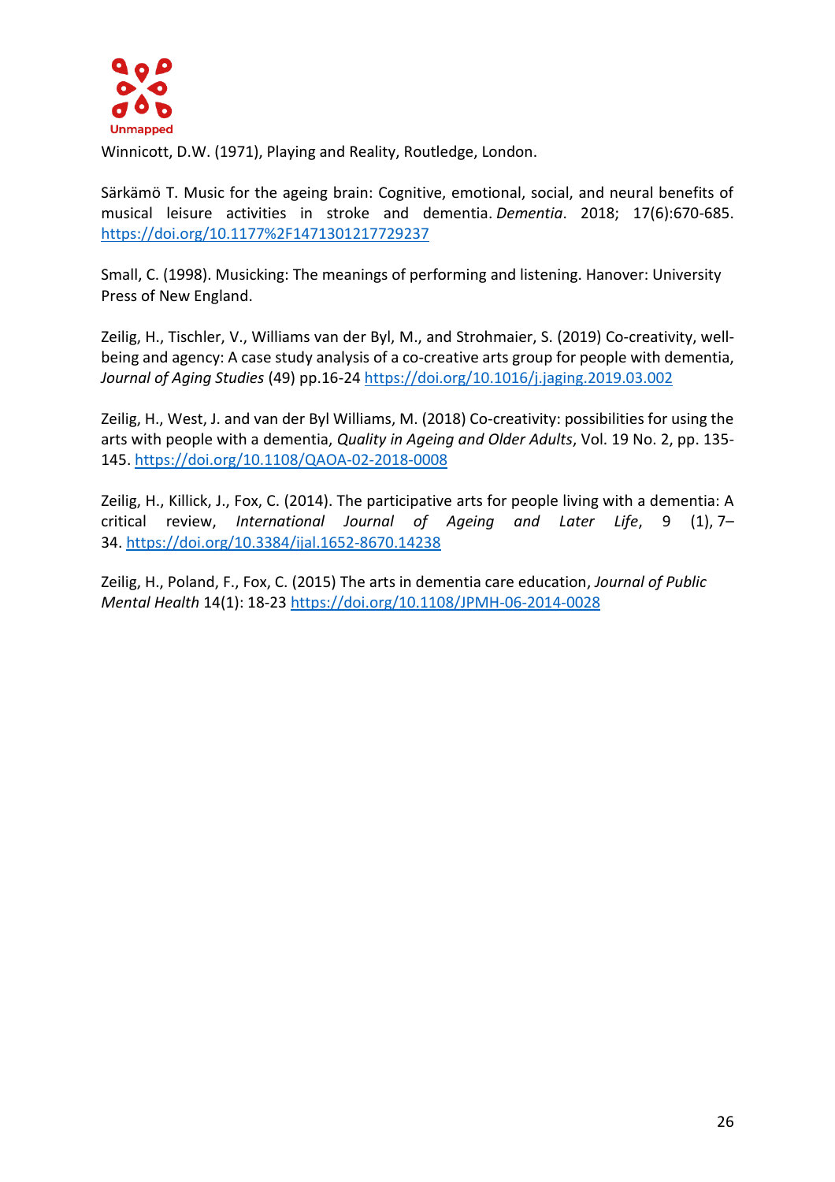Winnicott, D.W. (1971), Playing and Reality, Routledge, London.

Särkämö T. Music for the ageing brain: Cognitive, emotional, social, and neural benefits of musical leisure activities in stroke and dementia. *Dementia*. 2018; 17(6):670-685. https://doi.org/10.1177%2F1471301217729237

Small, C. (1998). Musicking: The meanings of performing and listening. Hanover: University Press of New England.

Zeilig, H., Tischler, V., Williams van der Byl, M., and Strohmaier, S. (2019) Co-creativity, well-being and agency: A case study analysis of a co-creative arts group for people with dementia, *Journal of Aging Studies* (49) pp.16-24 https://doi.org/10.1016/j.jaging.2019.03.002

Zeilig, H., West, J. and van der Byl Williams, M. (2018) Co-creativity: possibilities for using the arts with people with a dementia, *Quality in Ageing and Older Adults*, Vol. 19 No. 2, pp. 135-145. https://doi.org/10.1108/QAOA-02-2018-0008

Zeilig, H., Killick, J., Fox, C. (2014). The participative arts for people living with a dementia: A critical review, *International Journal of Ageing and Later Life*, 9 (1), 7–34. https://doi.org/10.3384/ijal.1652-8670.14238

Zeilig, H., Poland, F., Fox, C. (2015) The arts in dementia care education, *Journal of Public Mental Health* 14(1): 18-23 https://doi.org/10.1108/JPMH-06-2014-0028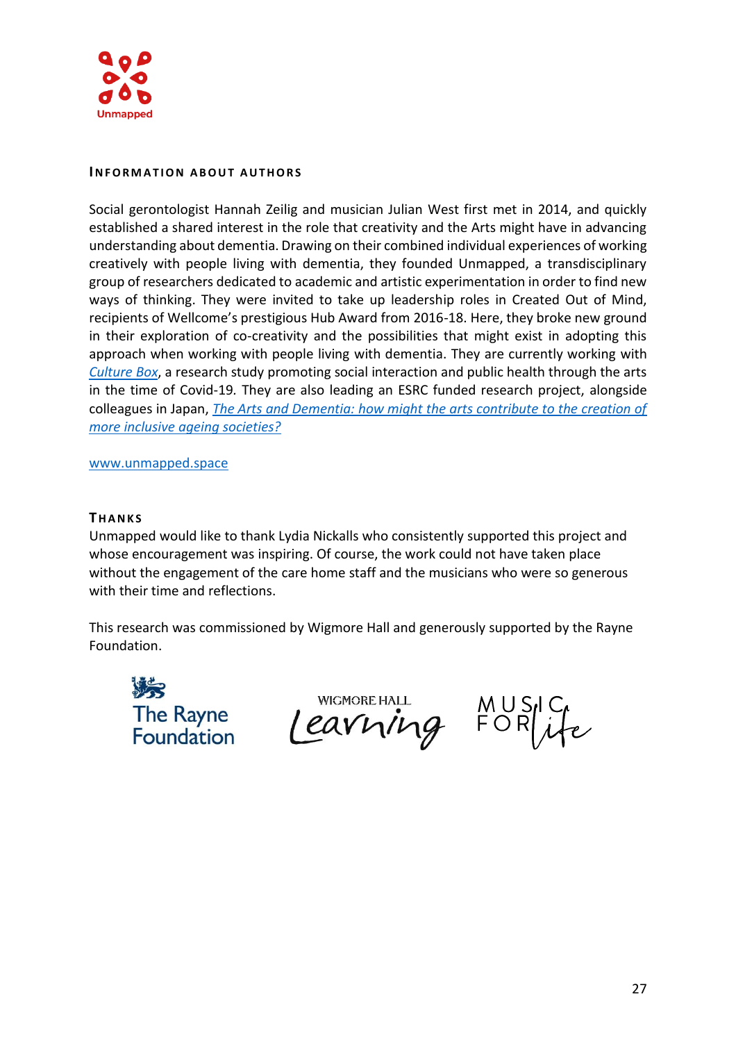## Information about authors

Social gerontologist Hannah Zeilig and musician Julian West first met in 2014, and quickly established a shared interest in the role that creativity and the Arts might have in advancing understanding about dementia. Drawing on their combined individual experiences of working creatively with people living with dementia, they founded Unmapped, a transdisciplinary group of researchers dedicated to academic and artistic experimentation in order to find new ways of thinking. They were invited to take up leadership roles in Created Out of Mind, recipients of Wellcome's prestigious Hub Award from 2016-18. Here, they broke new ground in their exploration of co-creativity and the possibilities that might exist in adopting this approach when working with people living with dementia. They are currently working with *Culture Box*, a research study promoting social interaction and public health through the arts in the time of Covid-19. They are also leading an ESRC funded research project, alongside colleagues in Japan, *The Arts and Dementia: how might the arts contribute to the creation of more inclusive ageing societies?*

www.unmapped.space

## Thanks

Unmapped would like to thank Lydia Nickalls who consistently supported this project and whose encouragement was inspiring. Of course, the work could not have taken place without the engagement of the care home staff and the musicians who were so generous with their time and reflections.

This research was commissioned by Wigmore Hall and generously supported by the Rayne Foundation.

The Rayne Foundation

Wigmore Hall Learning

Music for Life